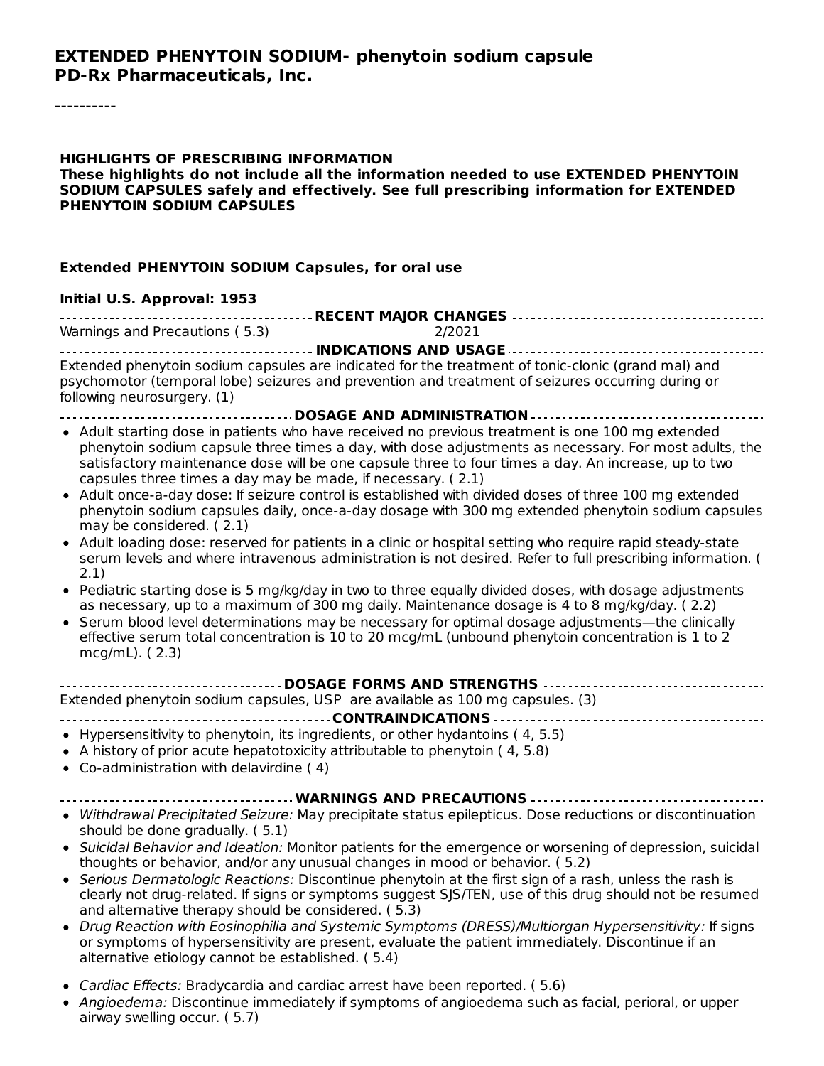# EXTENDED PHENYTOIN SODIUM- phenytoin sodium capsule
# PD-Rx Pharmaceuticals, Inc.

----------

**HIGHLIGHTS OF PRESCRIBING INFORMATION**
**These highlights do not include all the information needed to use EXTENDED PHENYTOIN SODIUM CAPSULES safely and effectively. See full prescribing information for EXTENDED PHENYTOIN SODIUM CAPSULES**

**Extended PHENYTOIN SODIUM Capsules, for oral use**

**Initial U.S. Approval: 1953**

### RECENT MAJOR CHANGES

Warnings and Precautions ( 5.3) 2/2021

### INDICATIONS AND USAGE

Extended phenytoin sodium capsules are indicated for the treatment of tonic-clonic (grand mal) and psychomotor (temporal lobe) seizures and prevention and treatment of seizures occurring during or following neurosurgery. (1)

### DOSAGE AND ADMINISTRATION

- Adult starting dose in patients who have received no previous treatment is one 100 mg extended phenytoin sodium capsule three times a day, with dose adjustments as necessary. For most adults, the satisfactory maintenance dose will be one capsule three to four times a day. An increase, up to two capsules three times a day may be made, if necessary. ( 2.1)
- Adult once-a-day dose: If seizure control is established with divided doses of three 100 mg extended phenytoin sodium capsules daily, once-a-day dosage with 300 mg extended phenytoin sodium capsules may be considered. ( 2.1)
- Adult loading dose: reserved for patients in a clinic or hospital setting who require rapid steady-state serum levels and where intravenous administration is not desired. Refer to full prescribing information. ( 2.1)
- Pediatric starting dose is 5 mg/kg/day in two to three equally divided doses, with dosage adjustments as necessary, up to a maximum of 300 mg daily. Maintenance dosage is 4 to 8 mg/kg/day. ( 2.2)
- Serum blood level determinations may be necessary for optimal dosage adjustments—the clinically effective serum total concentration is 10 to 20 mcg/mL (unbound phenytoin concentration is 1 to 2 mcg/mL). ( 2.3)

### DOSAGE FORMS AND STRENGTHS

Extended phenytoin sodium capsules, USP are available as 100 mg capsules. (3)

### CONTRAINDICATIONS

- Hypersensitivity to phenytoin, its ingredients, or other hydantoins ( 4, 5.5)
- A history of prior acute hepatotoxicity attributable to phenytoin ( 4, 5.8)
- Co-administration with delavirdine ( 4)

### WARNINGS AND PRECAUTIONS

- *Withdrawal Precipitated Seizure:* May precipitate status epilepticus. Dose reductions or discontinuation should be done gradually. ( 5.1)
- *Suicidal Behavior and Ideation:* Monitor patients for the emergence or worsening of depression, suicidal thoughts or behavior, and/or any unusual changes in mood or behavior. ( 5.2)
- *Serious Dermatologic Reactions:* Discontinue phenytoin at the first sign of a rash, unless the rash is clearly not drug-related. If signs or symptoms suggest SJS/TEN, use of this drug should not be resumed and alternative therapy should be considered. ( 5.3)
- *Drug Reaction with Eosinophilia and Systemic Symptoms (DRESS)/Multiorgan Hypersensitivity:* If signs or symptoms of hypersensitivity are present, evaluate the patient immediately. Discontinue if an alternative etiology cannot be established. ( 5.4)
- *Cardiac Effects:* Bradycardia and cardiac arrest have been reported. ( 5.6)
- *Angioedema:* Discontinue immediately if symptoms of angioedema such as facial, perioral, or upper airway swelling occur. ( 5.7)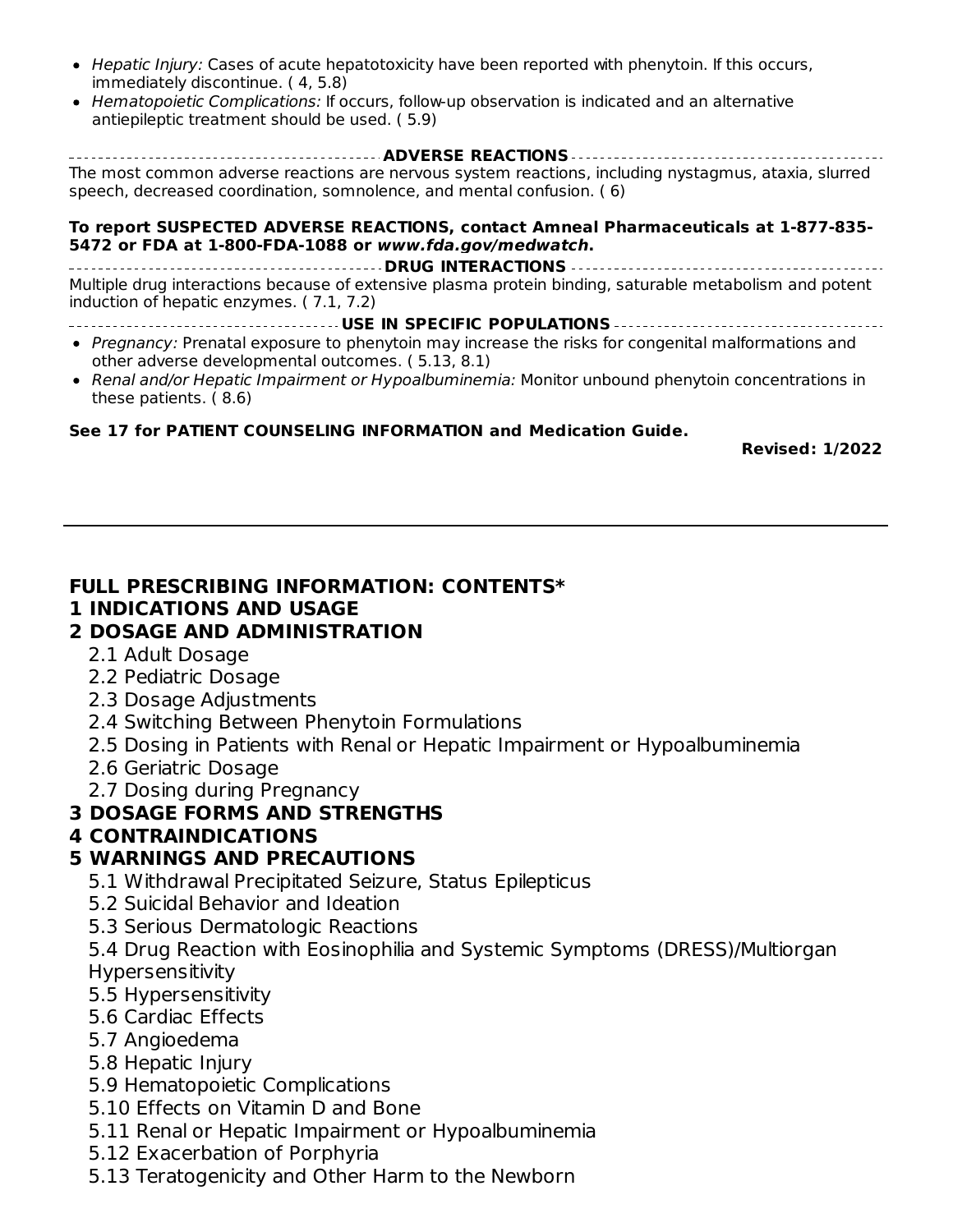- *Hepatic Injury:* Cases of acute hepatotoxicity have been reported with phenytoin. If this occurs, immediately discontinue. ( 4, 5.8)
- *Hematopoietic Complications:* If occurs, follow-up observation is indicated and an alternative antiepileptic treatment should be used. ( 5.9)

**ADVERSE REACTIONS**

The most common adverse reactions are nervous system reactions, including nystagmus, ataxia, slurred speech, decreased coordination, somnolence, and mental confusion. ( 6)

**To report SUSPECTED ADVERSE REACTIONS, contact Amneal Pharmaceuticals at 1-877-835-5472 or FDA at 1-800-FDA-1088 or *www.fda.gov/medwatch*.**

**DRUG INTERACTIONS**

Multiple drug interactions because of extensive plasma protein binding, saturable metabolism and potent induction of hepatic enzymes. ( 7.1, 7.2)

**USE IN SPECIFIC POPULATIONS**

- *Pregnancy:* Prenatal exposure to phenytoin may increase the risks for congenital malformations and other adverse developmental outcomes. ( 5.13, 8.1)
- *Renal and/or Hepatic Impairment or Hypoalbuminemia:* Monitor unbound phenytoin concentrations in these patients. ( 8.6)

**See 17 for PATIENT COUNSELING INFORMATION and Medication Guide.**

**Revised: 1/2022**

---

## FULL PRESCRIBING INFORMATION: CONTENTS*

**1 INDICATIONS AND USAGE**

**2 DOSAGE AND ADMINISTRATION**

- 2.1 Adult Dosage
- 2.2 Pediatric Dosage
- 2.3 Dosage Adjustments
- 2.4 Switching Between Phenytoin Formulations
- 2.5 Dosing in Patients with Renal or Hepatic Impairment or Hypoalbuminemia
- 2.6 Geriatric Dosage
- 2.7 Dosing during Pregnancy

**3 DOSAGE FORMS AND STRENGTHS**

**4 CONTRAINDICATIONS**

**5 WARNINGS AND PRECAUTIONS**

- 5.1 Withdrawal Precipitated Seizure, Status Epilepticus
- 5.2 Suicidal Behavior and Ideation
- 5.3 Serious Dermatologic Reactions
- 5.4 Drug Reaction with Eosinophilia and Systemic Symptoms (DRESS)/Multiorgan Hypersensitivity
- 5.5 Hypersensitivity
- 5.6 Cardiac Effects
- 5.7 Angioedema
- 5.8 Hepatic Injury
- 5.9 Hematopoietic Complications
- 5.10 Effects on Vitamin D and Bone
- 5.11 Renal or Hepatic Impairment or Hypoalbuminemia
- 5.12 Exacerbation of Porphyria
- 5.13 Teratogenicity and Other Harm to the Newborn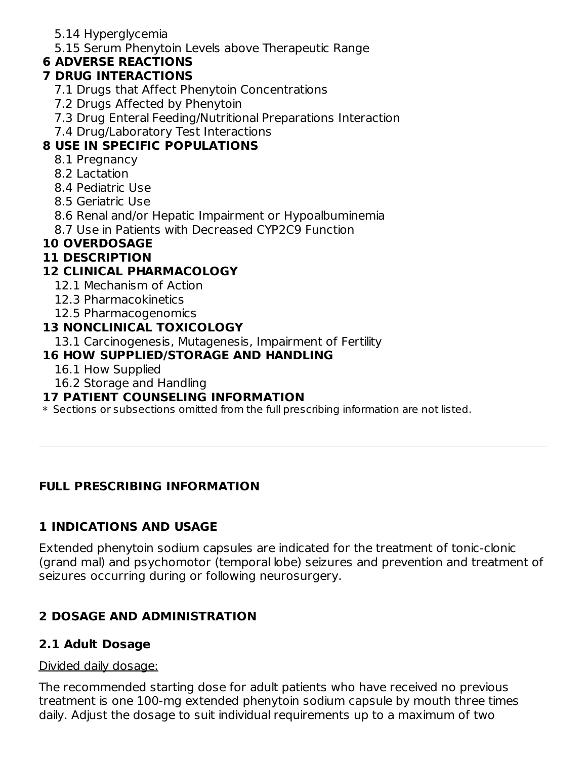5.14 Hyperglycemia
5.15 Serum Phenytoin Levels above Therapeutic Range

**6 ADVERSE REACTIONS**

**7 DRUG INTERACTIONS**

7.1 Drugs that Affect Phenytoin Concentrations
7.2 Drugs Affected by Phenytoin
7.3 Drug Enteral Feeding/Nutritional Preparations Interaction
7.4 Drug/Laboratory Test Interactions

**8 USE IN SPECIFIC POPULATIONS**

8.1 Pregnancy
8.2 Lactation
8.4 Pediatric Use
8.5 Geriatric Use
8.6 Renal and/or Hepatic Impairment or Hypoalbuminemia
8.7 Use in Patients with Decreased CYP2C9 Function

**10 OVERDOSAGE**

**11 DESCRIPTION**

**12 CLINICAL PHARMACOLOGY**

12.1 Mechanism of Action
12.3 Pharmacokinetics
12.5 Pharmacogenomics

**13 NONCLINICAL TOXICOLOGY**

13.1 Carcinogenesis, Mutagenesis, Impairment of Fertility

**16 HOW SUPPLIED/STORAGE AND HANDLING**

16.1 How Supplied
16.2 Storage and Handling

**17 PATIENT COUNSELING INFORMATION**

* Sections or subsections omitted from the full prescribing information are not listed.

---

## FULL PRESCRIBING INFORMATION

## 1 INDICATIONS AND USAGE

Extended phenytoin sodium capsules are indicated for the treatment of tonic-clonic (grand mal) and psychomotor (temporal lobe) seizures and prevention and treatment of seizures occurring during or following neurosurgery.

## 2 DOSAGE AND ADMINISTRATION

### 2.1 Adult Dosage

Divided daily dosage:

The recommended starting dose for adult patients who have received no previous treatment is one 100-mg extended phenytoin sodium capsule by mouth three times daily. Adjust the dosage to suit individual requirements up to a maximum of two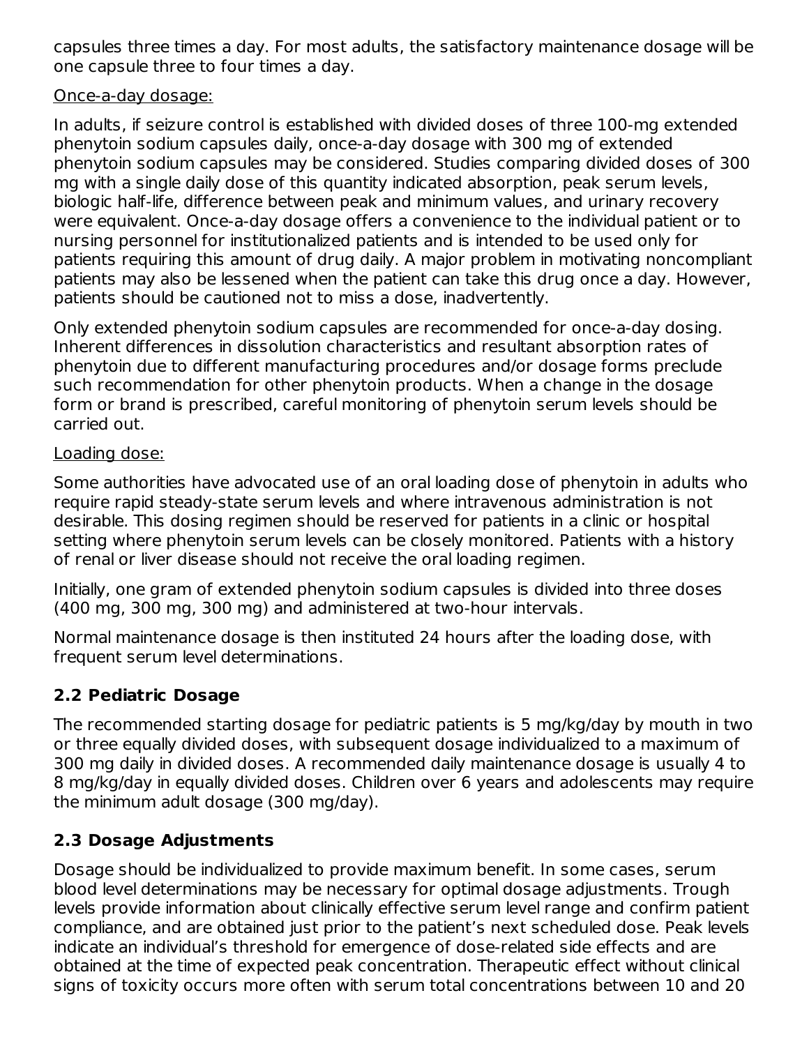capsules three times a day. For most adults, the satisfactory maintenance dosage will be one capsule three to four times a day.

Once-a-day dosage:

In adults, if seizure control is established with divided doses of three 100-mg extended phenytoin sodium capsules daily, once-a-day dosage with 300 mg of extended phenytoin sodium capsules may be considered. Studies comparing divided doses of 300 mg with a single daily dose of this quantity indicated absorption, peak serum levels, biologic half-life, difference between peak and minimum values, and urinary recovery were equivalent. Once-a-day dosage offers a convenience to the individual patient or to nursing personnel for institutionalized patients and is intended to be used only for patients requiring this amount of drug daily. A major problem in motivating noncompliant patients may also be lessened when the patient can take this drug once a day. However, patients should be cautioned not to miss a dose, inadvertently.

Only extended phenytoin sodium capsules are recommended for once-a-day dosing. Inherent differences in dissolution characteristics and resultant absorption rates of phenytoin due to different manufacturing procedures and/or dosage forms preclude such recommendation for other phenytoin products. When a change in the dosage form or brand is prescribed, careful monitoring of phenytoin serum levels should be carried out.

Loading dose:

Some authorities have advocated use of an oral loading dose of phenytoin in adults who require rapid steady-state serum levels and where intravenous administration is not desirable. This dosing regimen should be reserved for patients in a clinic or hospital setting where phenytoin serum levels can be closely monitored. Patients with a history of renal or liver disease should not receive the oral loading regimen.

Initially, one gram of extended phenytoin sodium capsules is divided into three doses (400 mg, 300 mg, 300 mg) and administered at two-hour intervals.

Normal maintenance dosage is then instituted 24 hours after the loading dose, with frequent serum level determinations.

## 2.2 Pediatric Dosage

The recommended starting dosage for pediatric patients is 5 mg/kg/day by mouth in two or three equally divided doses, with subsequent dosage individualized to a maximum of 300 mg daily in divided doses. A recommended daily maintenance dosage is usually 4 to 8 mg/kg/day in equally divided doses. Children over 6 years and adolescents may require the minimum adult dosage (300 mg/day).

## 2.3 Dosage Adjustments

Dosage should be individualized to provide maximum benefit. In some cases, serum blood level determinations may be necessary for optimal dosage adjustments. Trough levels provide information about clinically effective serum level range and confirm patient compliance, and are obtained just prior to the patient's next scheduled dose. Peak levels indicate an individual's threshold for emergence of dose-related side effects and are obtained at the time of expected peak concentration. Therapeutic effect without clinical signs of toxicity occurs more often with serum total concentrations between 10 and 20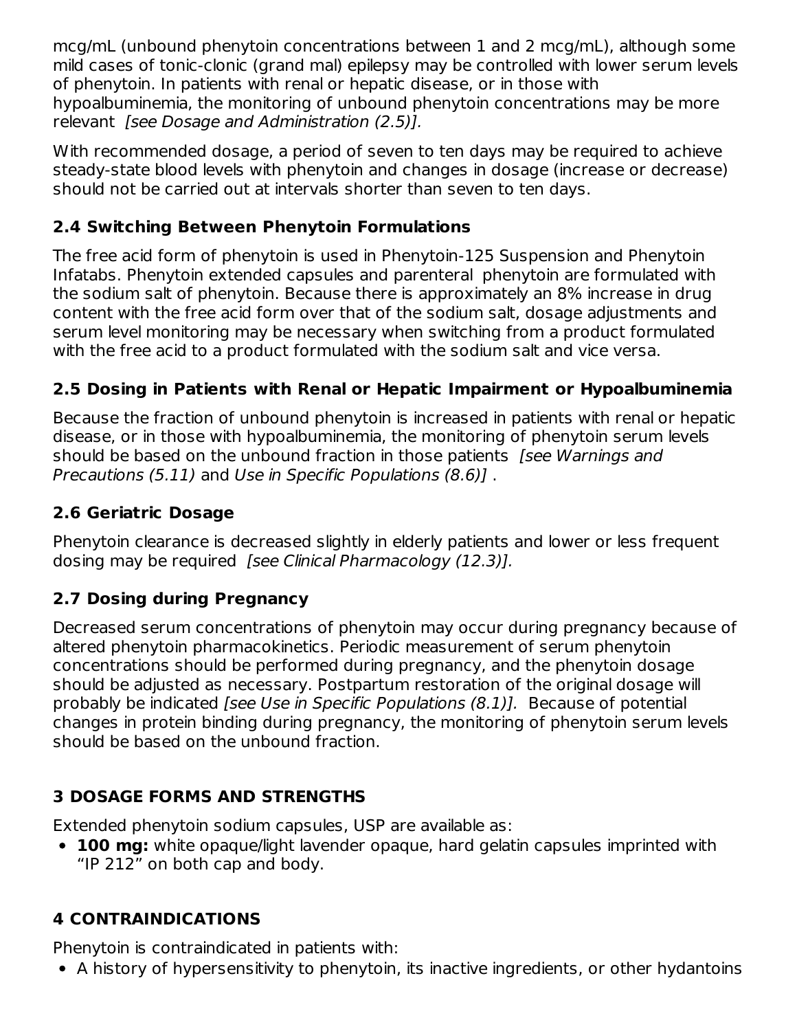mcg/mL (unbound phenytoin concentrations between 1 and 2 mcg/mL), although some mild cases of tonic-clonic (grand mal) epilepsy may be controlled with lower serum levels of phenytoin. In patients with renal or hepatic disease, or in those with hypoalbuminemia, the monitoring of unbound phenytoin concentrations may be more relevant *[see Dosage and Administration (2.5)].*

With recommended dosage, a period of seven to ten days may be required to achieve steady-state blood levels with phenytoin and changes in dosage (increase or decrease) should not be carried out at intervals shorter than seven to ten days.

### 2.4 Switching Between Phenytoin Formulations

The free acid form of phenytoin is used in Phenytoin-125 Suspension and Phenytoin Infatabs. Phenytoin extended capsules and parenteral phenytoin are formulated with the sodium salt of phenytoin. Because there is approximately an 8% increase in drug content with the free acid form over that of the sodium salt, dosage adjustments and serum level monitoring may be necessary when switching from a product formulated with the free acid to a product formulated with the sodium salt and vice versa.

### 2.5 Dosing in Patients with Renal or Hepatic Impairment or Hypoalbuminemia

Because the fraction of unbound phenytoin is increased in patients with renal or hepatic disease, or in those with hypoalbuminemia, the monitoring of phenytoin serum levels should be based on the unbound fraction in those patients *[see Warnings and Precautions (5.11)* and *Use in Specific Populations (8.6)]* .

### 2.6 Geriatric Dosage

Phenytoin clearance is decreased slightly in elderly patients and lower or less frequent dosing may be required *[see Clinical Pharmacology (12.3)].*

### 2.7 Dosing during Pregnancy

Decreased serum concentrations of phenytoin may occur during pregnancy because of altered phenytoin pharmacokinetics. Periodic measurement of serum phenytoin concentrations should be performed during pregnancy, and the phenytoin dosage should be adjusted as necessary. Postpartum restoration of the original dosage will probably be indicated *[see Use in Specific Populations (8.1)].* Because of potential changes in protein binding during pregnancy, the monitoring of phenytoin serum levels should be based on the unbound fraction.

## 3 DOSAGE FORMS AND STRENGTHS

Extended phenytoin sodium capsules, USP are available as:

- **100 mg:** white opaque/light lavender opaque, hard gelatin capsules imprinted with "IP 212" on both cap and body.

## 4 CONTRAINDICATIONS

Phenytoin is contraindicated in patients with:

- A history of hypersensitivity to phenytoin, its inactive ingredients, or other hydantoins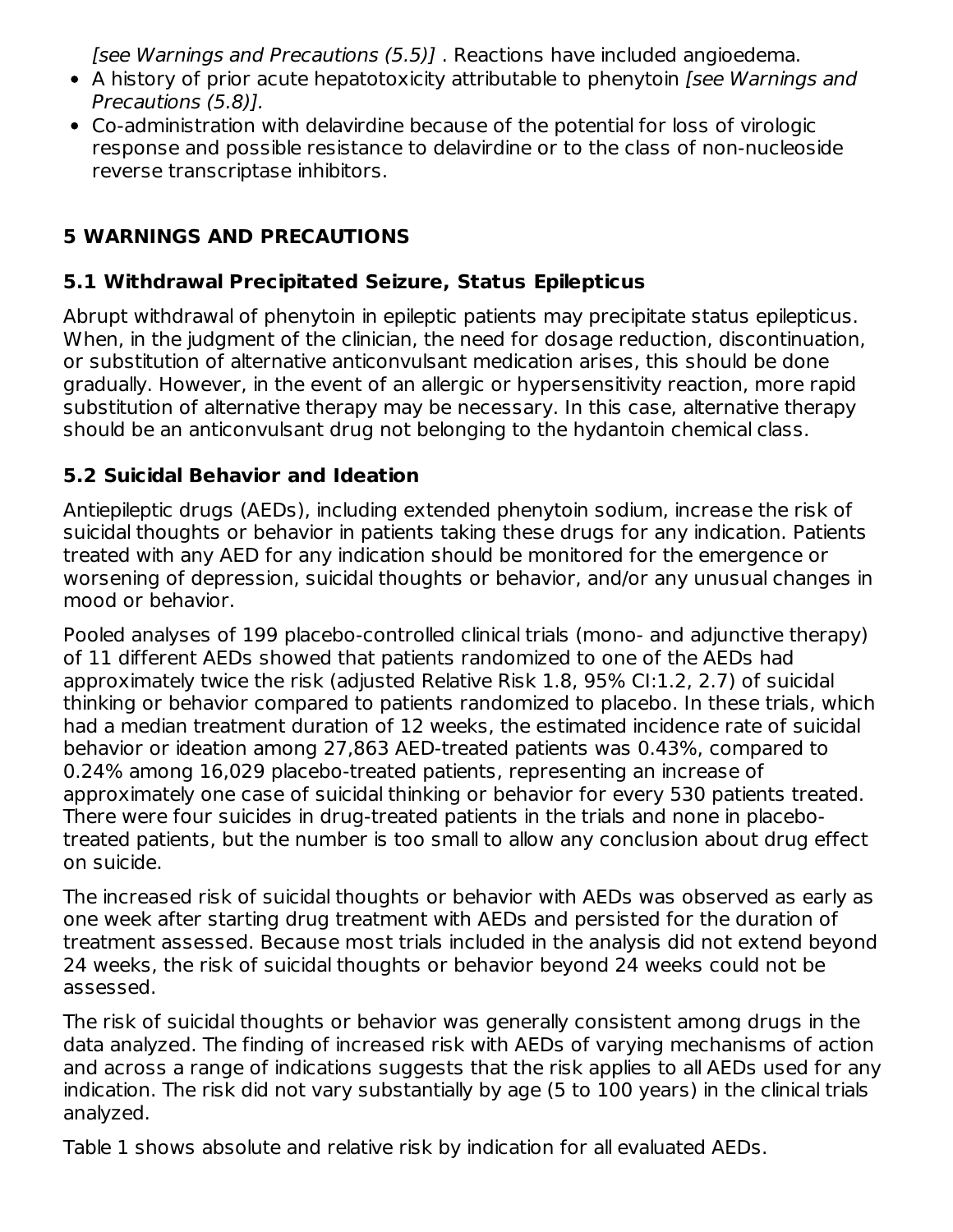[see Warnings and Precautions (5.5)] . Reactions have included angioedema.

- A history of prior acute hepatotoxicity attributable to phenytoin *[see Warnings and Precautions (5.8)]*.
- Co-administration with delavirdine because of the potential for loss of virologic response and possible resistance to delavirdine or to the class of non-nucleoside reverse transcriptase inhibitors.

## 5 WARNINGS AND PRECAUTIONS

### 5.1 Withdrawal Precipitated Seizure, Status Epilepticus

Abrupt withdrawal of phenytoin in epileptic patients may precipitate status epilepticus. When, in the judgment of the clinician, the need for dosage reduction, discontinuation, or substitution of alternative anticonvulsant medication arises, this should be done gradually. However, in the event of an allergic or hypersensitivity reaction, more rapid substitution of alternative therapy may be necessary. In this case, alternative therapy should be an anticonvulsant drug not belonging to the hydantoin chemical class.

### 5.2 Suicidal Behavior and Ideation

Antiepileptic drugs (AEDs), including extended phenytoin sodium, increase the risk of suicidal thoughts or behavior in patients taking these drugs for any indication. Patients treated with any AED for any indication should be monitored for the emergence or worsening of depression, suicidal thoughts or behavior, and/or any unusual changes in mood or behavior.

Pooled analyses of 199 placebo-controlled clinical trials (mono- and adjunctive therapy) of 11 different AEDs showed that patients randomized to one of the AEDs had approximately twice the risk (adjusted Relative Risk 1.8, 95% CI:1.2, 2.7) of suicidal thinking or behavior compared to patients randomized to placebo. In these trials, which had a median treatment duration of 12 weeks, the estimated incidence rate of suicidal behavior or ideation among 27,863 AED-treated patients was 0.43%, compared to 0.24% among 16,029 placebo-treated patients, representing an increase of approximately one case of suicidal thinking or behavior for every 530 patients treated. There were four suicides in drug-treated patients in the trials and none in placebo-treated patients, but the number is too small to allow any conclusion about drug effect on suicide.

The increased risk of suicidal thoughts or behavior with AEDs was observed as early as one week after starting drug treatment with AEDs and persisted for the duration of treatment assessed. Because most trials included in the analysis did not extend beyond 24 weeks, the risk of suicidal thoughts or behavior beyond 24 weeks could not be assessed.

The risk of suicidal thoughts or behavior was generally consistent among drugs in the data analyzed. The finding of increased risk with AEDs of varying mechanisms of action and across a range of indications suggests that the risk applies to all AEDs used for any indication. The risk did not vary substantially by age (5 to 100 years) in the clinical trials analyzed.

Table 1 shows absolute and relative risk by indication for all evaluated AEDs.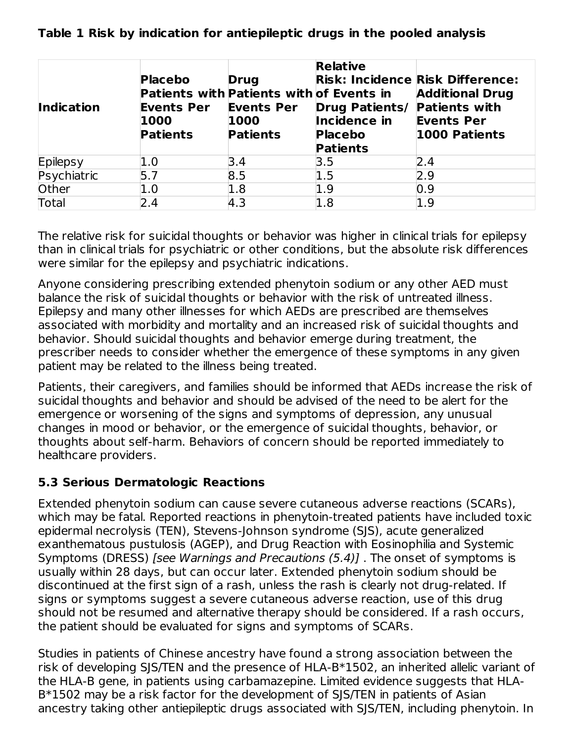**Table 1 Risk by indication for antiepileptic drugs in the pooled analysis**

| Indication | Placebo Patients with Events Per 1000 Patients | Drug Patients with Events Per 1000 Patients | Relative Risk: Incidence of Events in Drug Patients/ Incidence in Placebo Patients | Risk Difference: Additional Drug Patients with Events Per 1000 Patients |
|---|---|---|---|---|
| Epilepsy | 1.0 | 3.4 | 3.5 | 2.4 |
| Psychiatric | 5.7 | 8.5 | 1.5 | 2.9 |
| Other | 1.0 | 1.8 | 1.9 | 0.9 |
| Total | 2.4 | 4.3 | 1.8 | 1.9 |

The relative risk for suicidal thoughts or behavior was higher in clinical trials for epilepsy than in clinical trials for psychiatric or other conditions, but the absolute risk differences were similar for the epilepsy and psychiatric indications.

Anyone considering prescribing extended phenytoin sodium or any other AED must balance the risk of suicidal thoughts or behavior with the risk of untreated illness. Epilepsy and many other illnesses for which AEDs are prescribed are themselves associated with morbidity and mortality and an increased risk of suicidal thoughts and behavior. Should suicidal thoughts and behavior emerge during treatment, the prescriber needs to consider whether the emergence of these symptoms in any given patient may be related to the illness being treated.

Patients, their caregivers, and families should be informed that AEDs increase the risk of suicidal thoughts and behavior and should be advised of the need to be alert for the emergence or worsening of the signs and symptoms of depression, any unusual changes in mood or behavior, or the emergence of suicidal thoughts, behavior, or thoughts about self-harm. Behaviors of concern should be reported immediately to healthcare providers.

### 5.3 Serious Dermatologic Reactions

Extended phenytoin sodium can cause severe cutaneous adverse reactions (SCARs), which may be fatal. Reported reactions in phenytoin-treated patients have included toxic epidermal necrolysis (TEN), Stevens-Johnson syndrome (SJS), acute generalized exanthematous pustulosis (AGEP), and Drug Reaction with Eosinophilia and Systemic Symptoms (DRESS) *[see Warnings and Precautions (5.4)]* . The onset of symptoms is usually within 28 days, but can occur later. Extended phenytoin sodium should be discontinued at the first sign of a rash, unless the rash is clearly not drug-related. If signs or symptoms suggest a severe cutaneous adverse reaction, use of this drug should not be resumed and alternative therapy should be considered. If a rash occurs, the patient should be evaluated for signs and symptoms of SCARs.

Studies in patients of Chinese ancestry have found a strong association between the risk of developing SJS/TEN and the presence of HLA-B*1502, an inherited allelic variant of the HLA-B gene, in patients using carbamazepine. Limited evidence suggests that HLA-B*1502 may be a risk factor for the development of SJS/TEN in patients of Asian ancestry taking other antiepileptic drugs associated with SJS/TEN, including phenytoin. In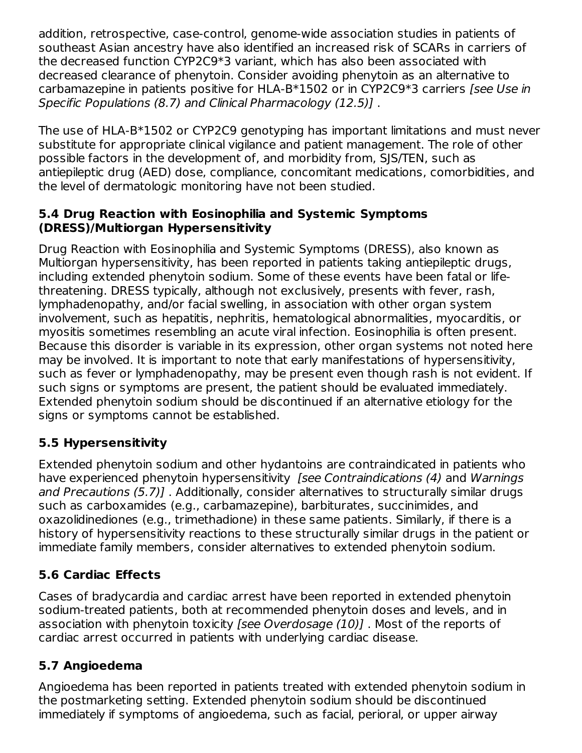addition, retrospective, case-control, genome-wide association studies in patients of southeast Asian ancestry have also identified an increased risk of SCARs in carriers of the decreased function CYP2C9*3 variant, which has also been associated with decreased clearance of phenytoin. Consider avoiding phenytoin as an alternative to carbamazepine in patients positive for HLA-B*1502 or in CYP2C9*3 carriers *[see Use in Specific Populations (8.7) and Clinical Pharmacology (12.5)]* .

The use of HLA-B*1502 or CYP2C9 genotyping has important limitations and must never substitute for appropriate clinical vigilance and patient management. The role of other possible factors in the development of, and morbidity from, SJS/TEN, such as antiepileptic drug (AED) dose, compliance, concomitant medications, comorbidities, and the level of dermatologic monitoring have not been studied.

### 5.4 Drug Reaction with Eosinophilia and Systemic Symptoms (DRESS)/Multiorgan Hypersensitivity

Drug Reaction with Eosinophilia and Systemic Symptoms (DRESS), also known as Multiorgan hypersensitivity, has been reported in patients taking antiepileptic drugs, including extended phenytoin sodium. Some of these events have been fatal or life-threatening. DRESS typically, although not exclusively, presents with fever, rash, lymphadenopathy, and/or facial swelling, in association with other organ system involvement, such as hepatitis, nephritis, hematological abnormalities, myocarditis, or myositis sometimes resembling an acute viral infection. Eosinophilia is often present. Because this disorder is variable in its expression, other organ systems not noted here may be involved. It is important to note that early manifestations of hypersensitivity, such as fever or lymphadenopathy, may be present even though rash is not evident. If such signs or symptoms are present, the patient should be evaluated immediately. Extended phenytoin sodium should be discontinued if an alternative etiology for the signs or symptoms cannot be established.

### 5.5 Hypersensitivity

Extended phenytoin sodium and other hydantoins are contraindicated in patients who have experienced phenytoin hypersensitivity *[see Contraindications (4)* and *Warnings and Precautions (5.7)]* . Additionally, consider alternatives to structurally similar drugs such as carboxamides (e.g., carbamazepine), barbiturates, succinimides, and oxazolidinediones (e.g., trimethadione) in these same patients. Similarly, if there is a history of hypersensitivity reactions to these structurally similar drugs in the patient or immediate family members, consider alternatives to extended phenytoin sodium.

### 5.6 Cardiac Effects

Cases of bradycardia and cardiac arrest have been reported in extended phenytoin sodium-treated patients, both at recommended phenytoin doses and levels, and in association with phenytoin toxicity *[see Overdosage (10)]* . Most of the reports of cardiac arrest occurred in patients with underlying cardiac disease.

### 5.7 Angioedema

Angioedema has been reported in patients treated with extended phenytoin sodium in the postmarketing setting. Extended phenytoin sodium should be discontinued immediately if symptoms of angioedema, such as facial, perioral, or upper airway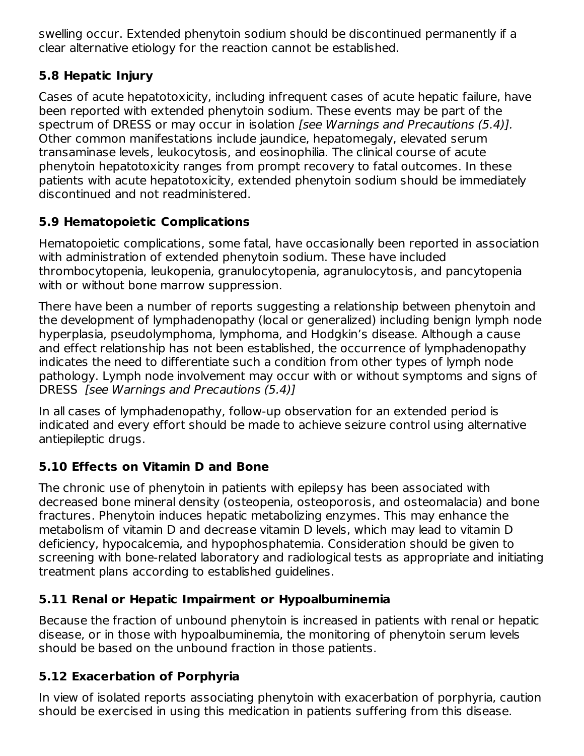swelling occur. Extended phenytoin sodium should be discontinued permanently if a clear alternative etiology for the reaction cannot be established.

### 5.8 Hepatic Injury

Cases of acute hepatotoxicity, including infrequent cases of acute hepatic failure, have been reported with extended phenytoin sodium. These events may be part of the spectrum of DRESS or may occur in isolation *[see Warnings and Precautions (5.4)].* Other common manifestations include jaundice, hepatomegaly, elevated serum transaminase levels, leukocytosis, and eosinophilia. The clinical course of acute phenytoin hepatotoxicity ranges from prompt recovery to fatal outcomes. In these patients with acute hepatotoxicity, extended phenytoin sodium should be immediately discontinued and not readministered.

### 5.9 Hematopoietic Complications

Hematopoietic complications, some fatal, have occasionally been reported in association with administration of extended phenytoin sodium. These have included thrombocytopenia, leukopenia, granulocytopenia, agranulocytosis, and pancytopenia with or without bone marrow suppression.

There have been a number of reports suggesting a relationship between phenytoin and the development of lymphadenopathy (local or generalized) including benign lymph node hyperplasia, pseudolymphoma, lymphoma, and Hodgkin's disease. Although a cause and effect relationship has not been established, the occurrence of lymphadenopathy indicates the need to differentiate such a condition from other types of lymph node pathology. Lymph node involvement may occur with or without symptoms and signs of DRESS *[see Warnings and Precautions (5.4)]*

In all cases of lymphadenopathy, follow-up observation for an extended period is indicated and every effort should be made to achieve seizure control using alternative antiepileptic drugs.

### 5.10 Effects on Vitamin D and Bone

The chronic use of phenytoin in patients with epilepsy has been associated with decreased bone mineral density (osteopenia, osteoporosis, and osteomalacia) and bone fractures. Phenytoin induces hepatic metabolizing enzymes. This may enhance the metabolism of vitamin D and decrease vitamin D levels, which may lead to vitamin D deficiency, hypocalcemia, and hypophosphatemia. Consideration should be given to screening with bone-related laboratory and radiological tests as appropriate and initiating treatment plans according to established guidelines.

### 5.11 Renal or Hepatic Impairment or Hypoalbuminemia

Because the fraction of unbound phenytoin is increased in patients with renal or hepatic disease, or in those with hypoalbuminemia, the monitoring of phenytoin serum levels should be based on the unbound fraction in those patients.

### 5.12 Exacerbation of Porphyria

In view of isolated reports associating phenytoin with exacerbation of porphyria, caution should be exercised in using this medication in patients suffering from this disease.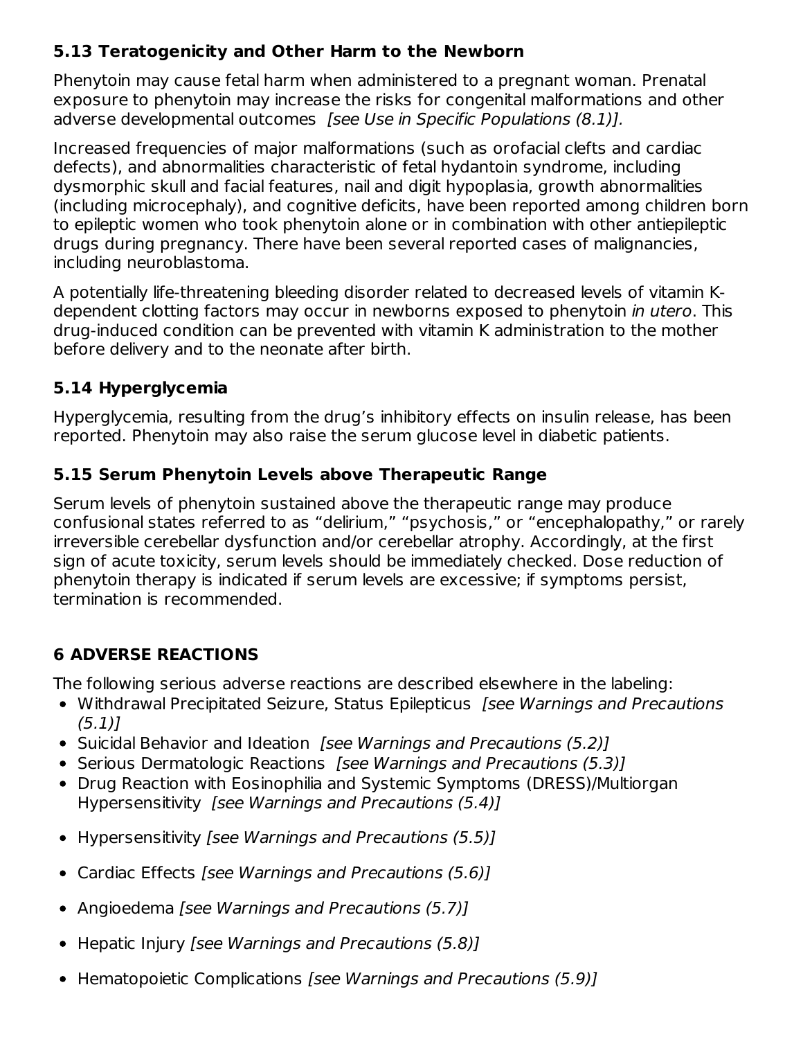### 5.13 Teratogenicity and Other Harm to the Newborn

Phenytoin may cause fetal harm when administered to a pregnant woman. Prenatal exposure to phenytoin may increase the risks for congenital malformations and other adverse developmental outcomes *[see Use in Specific Populations (8.1)]*.

Increased frequencies of major malformations (such as orofacial clefts and cardiac defects), and abnormalities characteristic of fetal hydantoin syndrome, including dysmorphic skull and facial features, nail and digit hypoplasia, growth abnormalities (including microcephaly), and cognitive deficits, have been reported among children born to epileptic women who took phenytoin alone or in combination with other antiepileptic drugs during pregnancy. There have been several reported cases of malignancies, including neuroblastoma.

A potentially life-threatening bleeding disorder related to decreased levels of vitamin K-dependent clotting factors may occur in newborns exposed to phenytoin *in utero*. This drug-induced condition can be prevented with vitamin K administration to the mother before delivery and to the neonate after birth.

### 5.14 Hyperglycemia

Hyperglycemia, resulting from the drug's inhibitory effects on insulin release, has been reported. Phenytoin may also raise the serum glucose level in diabetic patients.

### 5.15 Serum Phenytoin Levels above Therapeutic Range

Serum levels of phenytoin sustained above the therapeutic range may produce confusional states referred to as "delirium," "psychosis," or "encephalopathy," or rarely irreversible cerebellar dysfunction and/or cerebellar atrophy. Accordingly, at the first sign of acute toxicity, serum levels should be immediately checked. Dose reduction of phenytoin therapy is indicated if serum levels are excessive; if symptoms persist, termination is recommended.

## 6 ADVERSE REACTIONS

The following serious adverse reactions are described elsewhere in the labeling:

- Withdrawal Precipitated Seizure, Status Epilepticus *[see Warnings and Precautions (5.1)]*
- Suicidal Behavior and Ideation *[see Warnings and Precautions (5.2)]*
- Serious Dermatologic Reactions *[see Warnings and Precautions (5.3)]*
- Drug Reaction with Eosinophilia and Systemic Symptoms (DRESS)/Multiorgan Hypersensitivity *[see Warnings and Precautions (5.4)]*
- Hypersensitivity *[see Warnings and Precautions (5.5)]*
- Cardiac Effects *[see Warnings and Precautions (5.6)]*
- Angioedema *[see Warnings and Precautions (5.7)]*
- Hepatic Injury *[see Warnings and Precautions (5.8)]*
- Hematopoietic Complications *[see Warnings and Precautions (5.9)]*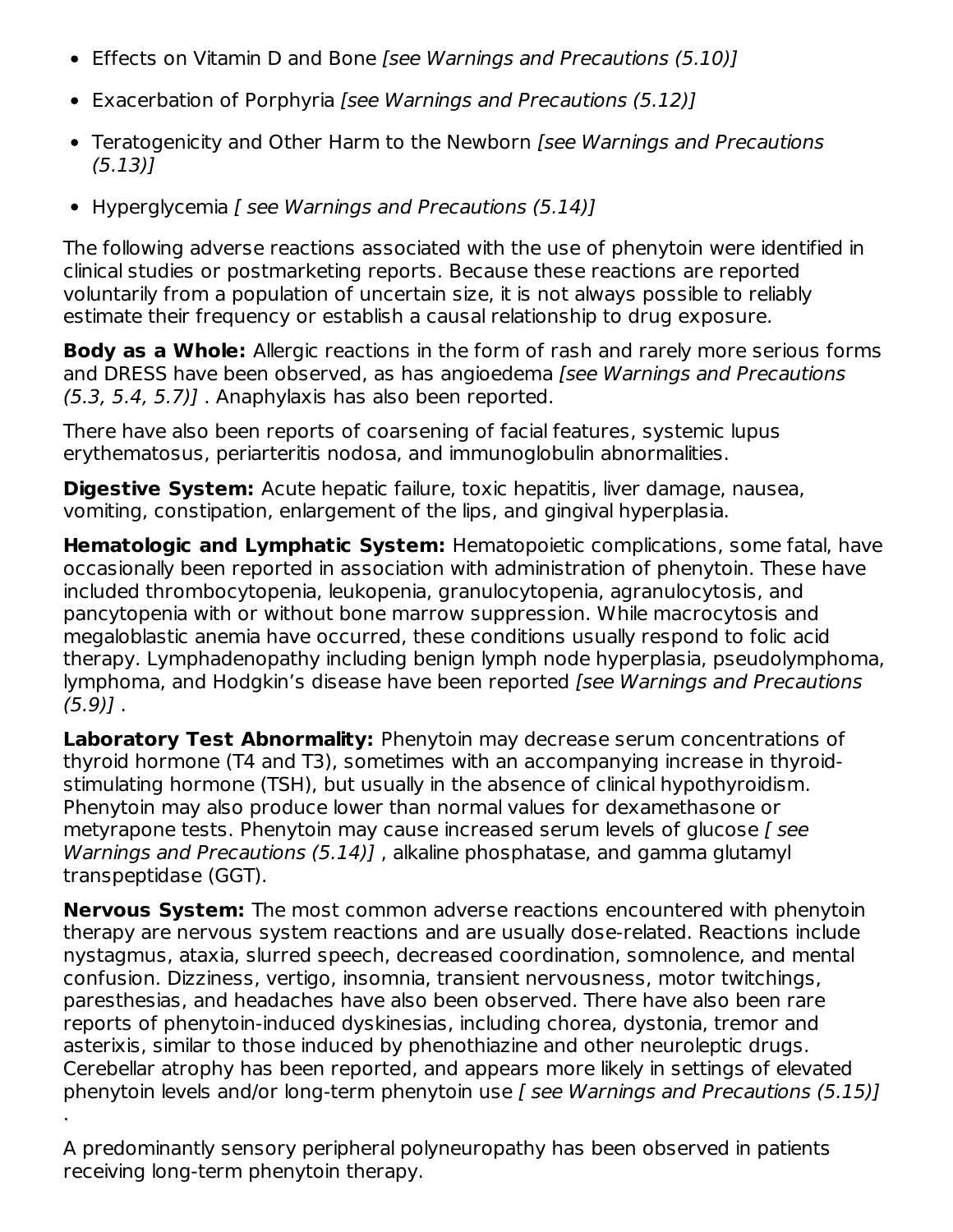- Effects on Vitamin D and Bone *[see Warnings and Precautions (5.10)]*
- Exacerbation of Porphyria *[see Warnings and Precautions (5.12)]*
- Teratogenicity and Other Harm to the Newborn *[see Warnings and Precautions (5.13)]*
- Hyperglycemia *[ see Warnings and Precautions (5.14)]*

The following adverse reactions associated with the use of phenytoin were identified in clinical studies or postmarketing reports. Because these reactions are reported voluntarily from a population of uncertain size, it is not always possible to reliably estimate their frequency or establish a causal relationship to drug exposure.

**Body as a Whole:** Allergic reactions in the form of rash and rarely more serious forms and DRESS have been observed, as has angioedema *[see Warnings and Precautions (5.3, 5.4, 5.7)]* . Anaphylaxis has also been reported.

There have also been reports of coarsening of facial features, systemic lupus erythematosus, periarteritis nodosa, and immunoglobulin abnormalities.

**Digestive System:** Acute hepatic failure, toxic hepatitis, liver damage, nausea, vomiting, constipation, enlargement of the lips, and gingival hyperplasia.

**Hematologic and Lymphatic System:** Hematopoietic complications, some fatal, have occasionally been reported in association with administration of phenytoin. These have included thrombocytopenia, leukopenia, granulocytopenia, agranulocytosis, and pancytopenia with or without bone marrow suppression. While macrocytosis and megaloblastic anemia have occurred, these conditions usually respond to folic acid therapy. Lymphadenopathy including benign lymph node hyperplasia, pseudolymphoma, lymphoma, and Hodgkin's disease have been reported *[see Warnings and Precautions (5.9)]* .

**Laboratory Test Abnormality:** Phenytoin may decrease serum concentrations of thyroid hormone (T4 and T3), sometimes with an accompanying increase in thyroid-stimulating hormone (TSH), but usually in the absence of clinical hypothyroidism. Phenytoin may also produce lower than normal values for dexamethasone or metyrapone tests. Phenytoin may cause increased serum levels of glucose *[ see Warnings and Precautions (5.14)]* , alkaline phosphatase, and gamma glutamyl transpeptidase (GGT).

**Nervous System:** The most common adverse reactions encountered with phenytoin therapy are nervous system reactions and are usually dose-related. Reactions include nystagmus, ataxia, slurred speech, decreased coordination, somnolence, and mental confusion. Dizziness, vertigo, insomnia, transient nervousness, motor twitchings, paresthesias, and headaches have also been observed. There have also been rare reports of phenytoin-induced dyskinesias, including chorea, dystonia, tremor and asterixis, similar to those induced by phenothiazine and other neuroleptic drugs. Cerebellar atrophy has been reported, and appears more likely in settings of elevated phenytoin levels and/or long-term phenytoin use *[ see Warnings and Precautions (5.15)]* .

A predominantly sensory peripheral polyneuropathy has been observed in patients receiving long-term phenytoin therapy.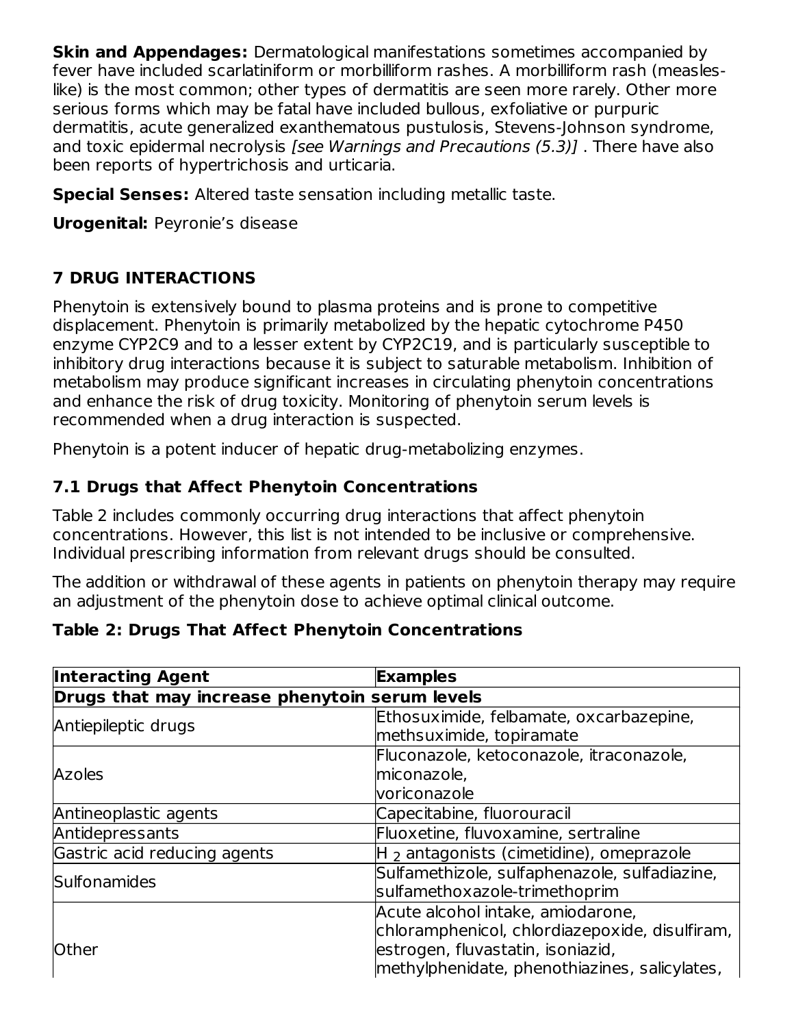**Skin and Appendages:** Dermatological manifestations sometimes accompanied by fever have included scarlatiniform or morbilliform rashes. A morbilliform rash (measles-like) is the most common; other types of dermatitis are seen more rarely. Other more serious forms which may be fatal have included bullous, exfoliative or purpuric dermatitis, acute generalized exanthematous pustulosis, Stevens-Johnson syndrome, and toxic epidermal necrolysis *[see Warnings and Precautions (5.3)]* . There have also been reports of hypertrichosis and urticaria.

**Special Senses:** Altered taste sensation including metallic taste.

**Urogenital:** Peyronie's disease

## 7 DRUG INTERACTIONS

Phenytoin is extensively bound to plasma proteins and is prone to competitive displacement. Phenytoin is primarily metabolized by the hepatic cytochrome P450 enzyme CYP2C9 and to a lesser extent by CYP2C19, and is particularly susceptible to inhibitory drug interactions because it is subject to saturable metabolism. Inhibition of metabolism may produce significant increases in circulating phenytoin concentrations and enhance the risk of drug toxicity. Monitoring of phenytoin serum levels is recommended when a drug interaction is suspected.

Phenytoin is a potent inducer of hepatic drug-metabolizing enzymes.

### 7.1 Drugs that Affect Phenytoin Concentrations

Table 2 includes commonly occurring drug interactions that affect phenytoin concentrations. However, this list is not intended to be inclusive or comprehensive. Individual prescribing information from relevant drugs should be consulted.

The addition or withdrawal of these agents in patients on phenytoin therapy may require an adjustment of the phenytoin dose to achieve optimal clinical outcome.

**Table 2: Drugs That Affect Phenytoin Concentrations**

| Interacting Agent | Examples |
|---|---|
| **Drugs that may increase phenytoin serum levels** | |
| Antiepileptic drugs | Ethosuximide, felbamate, oxcarbazepine, methsuximide, topiramate |
| Azoles | Fluconazole, ketoconazole, itraconazole, miconazole, voriconazole |
| Antineoplastic agents | Capecitabine, fluorouracil |
| Antidepressants | Fluoxetine, fluvoxamine, sertraline |
| Gastric acid reducing agents | $H_2$ antagonists (cimetidine), omeprazole |
| Sulfonamides | Sulfamethizole, sulfaphenazole, sulfadiazine, sulfamethoxazole-trimethoprim |
| Other | Acute alcohol intake, amiodarone, chloramphenicol, chlordiazepoxide, disulfiram, estrogen, fluvastatin, isoniazid, methylphenidate, phenothiazines, salicylates, |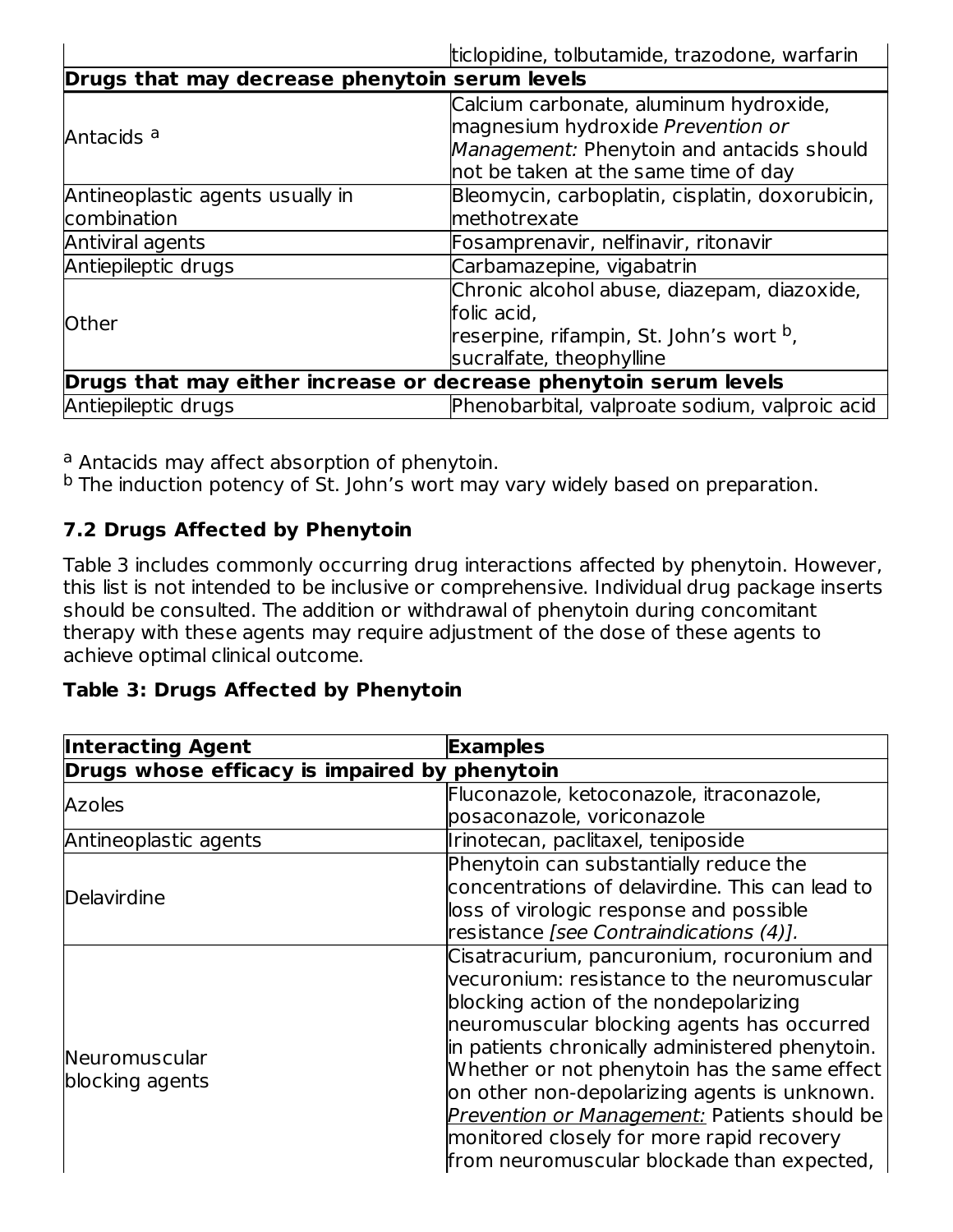| | |
|---|---|
| | ticlopidine, tolbutamide, trazodone, warfarin |
| **Drugs that may decrease phenytoin serum levels** | |
| Antacids [a] | Calcium carbonate, aluminum hydroxide, magnesium hydroxide *Prevention or Management:* Phenytoin and antacids should not be taken at the same time of day |
| Antineoplastic agents usually in combination | Bleomycin, carboplatin, cisplatin, doxorubicin, methotrexate |
| Antiviral agents | Fosamprenavir, nelfinavir, ritonavir |
| Antiepileptic drugs | Carbamazepine, vigabatrin |
| Other | Chronic alcohol abuse, diazepam, diazoxide, folic acid, reserpine, rifampin, St. John's wort [b], sucralfate, theophylline |
| **Drugs that may either increase or decrease phenytoin serum levels** | |
| Antiepileptic drugs | Phenobarbital, valproate sodium, valproic acid |

[a] Antacids may affect absorption of phenytoin.
[b] The induction potency of St. John's wort may vary widely based on preparation.

### 7.2 Drugs Affected by Phenytoin

Table 3 includes commonly occurring drug interactions affected by phenytoin. However, this list is not intended to be inclusive or comprehensive. Individual drug package inserts should be consulted. The addition or withdrawal of phenytoin during concomitant therapy with these agents may require adjustment of the dose of these agents to achieve optimal clinical outcome.

**Table 3: Drugs Affected by Phenytoin**

| Interacting Agent | Examples |
|---|---|
| **Drugs whose efficacy is impaired by phenytoin** | |
| Azoles | Fluconazole, ketoconazole, itraconazole, posaconazole, voriconazole |
| Antineoplastic agents | Irinotecan, paclitaxel, teniposide |
| Delavirdine | Phenytoin can substantially reduce the concentrations of delavirdine. This can lead to loss of virologic response and possible resistance *[see Contraindications (4)].* |
| Neuromuscular blocking agents | Cisatracurium, pancuronium, rocuronium and vecuronium: resistance to the neuromuscular blocking action of the nondepolarizing neuromuscular blocking agents has occurred in patients chronically administered phenytoin. Whether or not phenytoin has the same effect on other non-depolarizing agents is unknown. *Prevention or Management:* Patients should be monitored closely for more rapid recovery from neuromuscular blockade than expected, |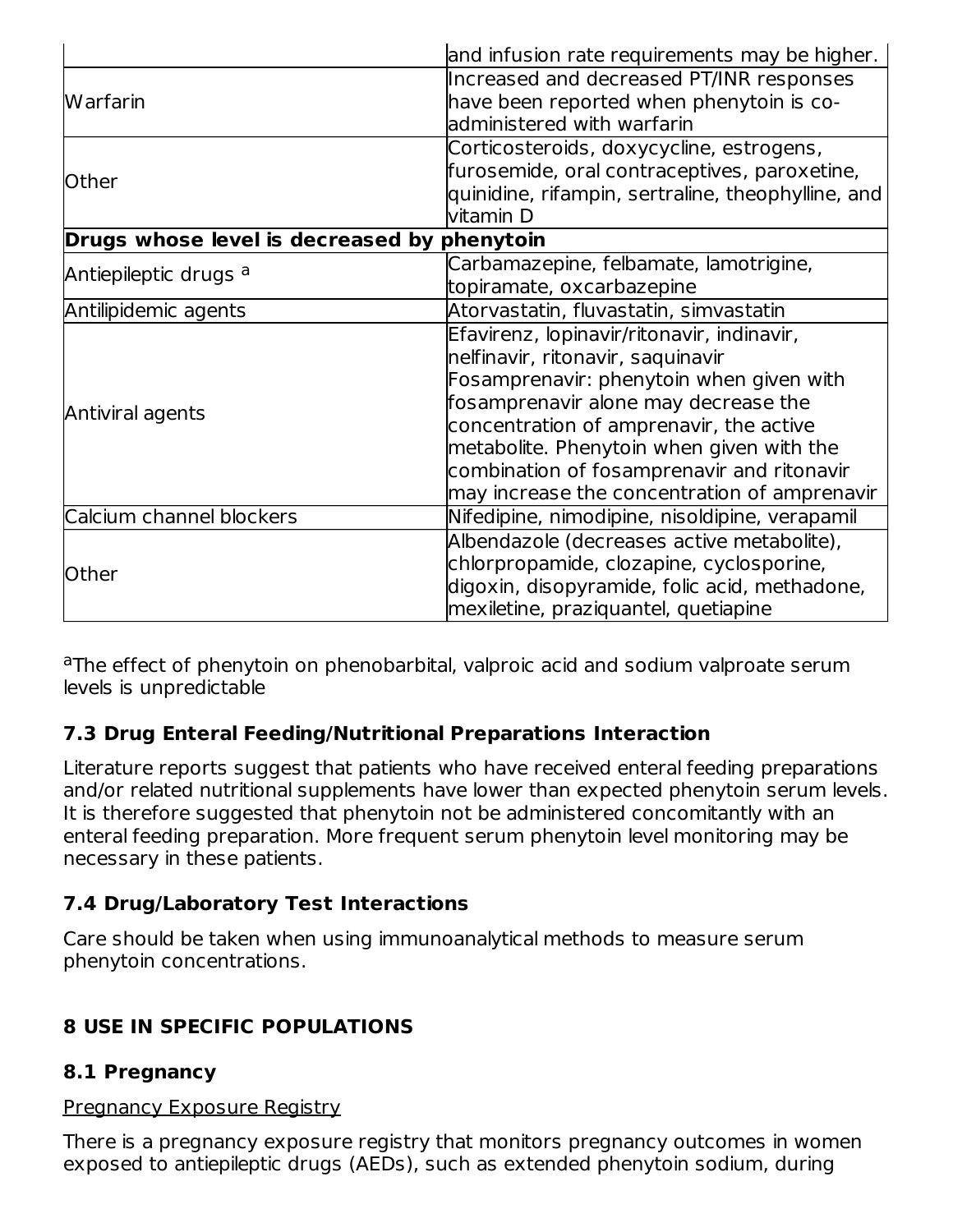| | |
|---|---|
| | and infusion rate requirements may be higher. |
| Warfarin | Increased and decreased PT/INR responses have been reported when phenytoin is co-administered with warfarin |
| Other | Corticosteroids, doxycycline, estrogens, furosemide, oral contraceptives, paroxetine, quinidine, rifampin, sertraline, theophylline, and vitamin D |
| **Drugs whose level is decreased by phenytoin** | |
| Antiepileptic drugs [a] | Carbamazepine, felbamate, lamotrigine, topiramate, oxcarbazepine |
| Antilipidemic agents | Atorvastatin, fluvastatin, simvastatin |
| Antiviral agents | Efavirenz, lopinavir/ritonavir, indinavir, nelfinavir, ritonavir, saquinavir Fosamprenavir: phenytoin when given with fosamprenavir alone may decrease the concentration of amprenavir, the active metabolite. Phenytoin when given with the combination of fosamprenavir and ritonavir may increase the concentration of amprenavir |
| Calcium channel blockers | Nifedipine, nimodipine, nisoldipine, verapamil |
| Other | Albendazole (decreases active metabolite), chlorpropamide, clozapine, cyclosporine, digoxin, disopyramide, folic acid, methadone, mexiletine, praziquantel, quetiapine |

[a]The effect of phenytoin on phenobarbital, valproic acid and sodium valproate serum levels is unpredictable

### 7.3 Drug Enteral Feeding/Nutritional Preparations Interaction

Literature reports suggest that patients who have received enteral feeding preparations and/or related nutritional supplements have lower than expected phenytoin serum levels. It is therefore suggested that phenytoin not be administered concomitantly with an enteral feeding preparation. More frequent serum phenytoin level monitoring may be necessary in these patients.

### 7.4 Drug/Laboratory Test Interactions

Care should be taken when using immunoanalytical methods to measure serum phenytoin concentrations.

## 8 USE IN SPECIFIC POPULATIONS

### 8.1 Pregnancy

Pregnancy Exposure Registry

There is a pregnancy exposure registry that monitors pregnancy outcomes in women exposed to antiepileptic drugs (AEDs), such as extended phenytoin sodium, during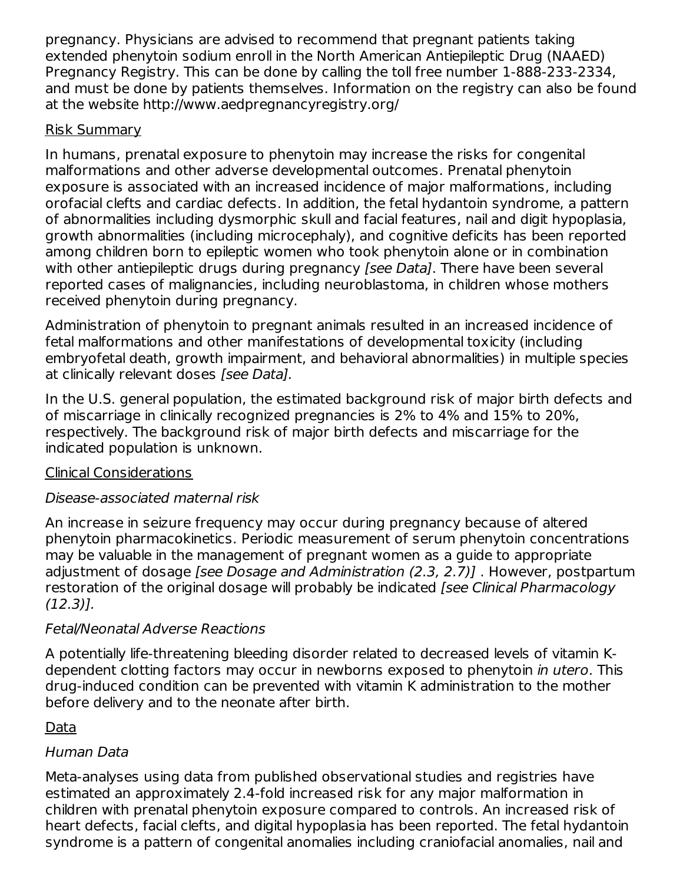pregnancy. Physicians are advised to recommend that pregnant patients taking extended phenytoin sodium enroll in the North American Antiepileptic Drug (NAAED) Pregnancy Registry. This can be done by calling the toll free number 1-888-233-2334, and must be done by patients themselves. Information on the registry can also be found at the website http://www.aedpregnancyregistry.org/

Risk Summary

In humans, prenatal exposure to phenytoin may increase the risks for congenital malformations and other adverse developmental outcomes. Prenatal phenytoin exposure is associated with an increased incidence of major malformations, including orofacial clefts and cardiac defects. In addition, the fetal hydantoin syndrome, a pattern of abnormalities including dysmorphic skull and facial features, nail and digit hypoplasia, growth abnormalities (including microcephaly), and cognitive deficits has been reported among children born to epileptic women who took phenytoin alone or in combination with other antiepileptic drugs during pregnancy *[see Data]*. There have been several reported cases of malignancies, including neuroblastoma, in children whose mothers received phenytoin during pregnancy.

Administration of phenytoin to pregnant animals resulted in an increased incidence of fetal malformations and other manifestations of developmental toxicity (including embryofetal death, growth impairment, and behavioral abnormalities) in multiple species at clinically relevant doses *[see Data].*

In the U.S. general population, the estimated background risk of major birth defects and of miscarriage in clinically recognized pregnancies is 2% to 4% and 15% to 20%, respectively. The background risk of major birth defects and miscarriage for the indicated population is unknown.

Clinical Considerations

*Disease-associated maternal risk*

An increase in seizure frequency may occur during pregnancy because of altered phenytoin pharmacokinetics. Periodic measurement of serum phenytoin concentrations may be valuable in the management of pregnant women as a guide to appropriate adjustment of dosage *[see Dosage and Administration (2.3, 2.7)]* . However, postpartum restoration of the original dosage will probably be indicated *[see Clinical Pharmacology (12.3)].*

*Fetal/Neonatal Adverse Reactions*

A potentially life-threatening bleeding disorder related to decreased levels of vitamin K-dependent clotting factors may occur in newborns exposed to phenytoin *in utero*. This drug-induced condition can be prevented with vitamin K administration to the mother before delivery and to the neonate after birth.

Data

*Human Data*

Meta-analyses using data from published observational studies and registries have estimated an approximately 2.4-fold increased risk for any major malformation in children with prenatal phenytoin exposure compared to controls. An increased risk of heart defects, facial clefts, and digital hypoplasia has been reported. The fetal hydantoin syndrome is a pattern of congenital anomalies including craniofacial anomalies, nail and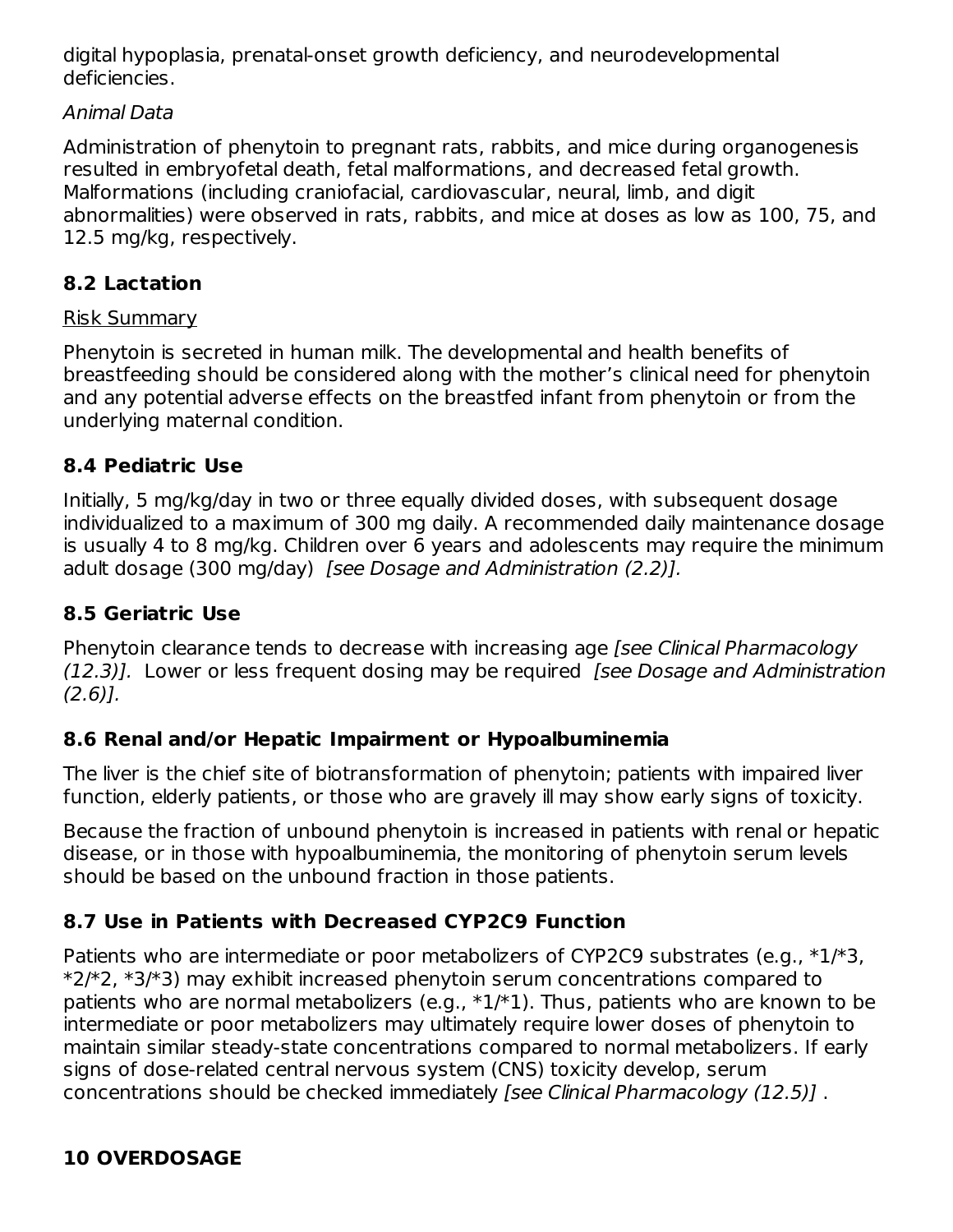digital hypoplasia, prenatal-onset growth deficiency, and neurodevelopmental deficiencies.

*Animal Data*

Administration of phenytoin to pregnant rats, rabbits, and mice during organogenesis resulted in embryofetal death, fetal malformations, and decreased fetal growth. Malformations (including craniofacial, cardiovascular, neural, limb, and digit abnormalities) were observed in rats, rabbits, and mice at doses as low as 100, 75, and 12.5 mg/kg, respectively.

### 8.2 Lactation

Risk Summary

Phenytoin is secreted in human milk. The developmental and health benefits of breastfeeding should be considered along with the mother's clinical need for phenytoin and any potential adverse effects on the breastfed infant from phenytoin or from the underlying maternal condition.

### 8.4 Pediatric Use

Initially, 5 mg/kg/day in two or three equally divided doses, with subsequent dosage individualized to a maximum of 300 mg daily. A recommended daily maintenance dosage is usually 4 to 8 mg/kg. Children over 6 years and adolescents may require the minimum adult dosage (300 mg/day) *[see Dosage and Administration (2.2)].*

### 8.5 Geriatric Use

Phenytoin clearance tends to decrease with increasing age *[see Clinical Pharmacology (12.3)].* Lower or less frequent dosing may be required *[see Dosage and Administration (2.6)].*

### 8.6 Renal and/or Hepatic Impairment or Hypoalbuminemia

The liver is the chief site of biotransformation of phenytoin; patients with impaired liver function, elderly patients, or those who are gravely ill may show early signs of toxicity.

Because the fraction of unbound phenytoin is increased in patients with renal or hepatic disease, or in those with hypoalbuminemia, the monitoring of phenytoin serum levels should be based on the unbound fraction in those patients.

### 8.7 Use in Patients with Decreased CYP2C9 Function

Patients who are intermediate or poor metabolizers of CYP2C9 substrates (e.g., *1/*3, *2/*2, *3/*3) may exhibit increased phenytoin serum concentrations compared to patients who are normal metabolizers (e.g., *1/*1). Thus, patients who are known to be intermediate or poor metabolizers may ultimately require lower doses of phenytoin to maintain similar steady-state concentrations compared to normal metabolizers. If early signs of dose-related central nervous system (CNS) toxicity develop, serum concentrations should be checked immediately *[see Clinical Pharmacology (12.5)]* .

## 10 OVERDOSAGE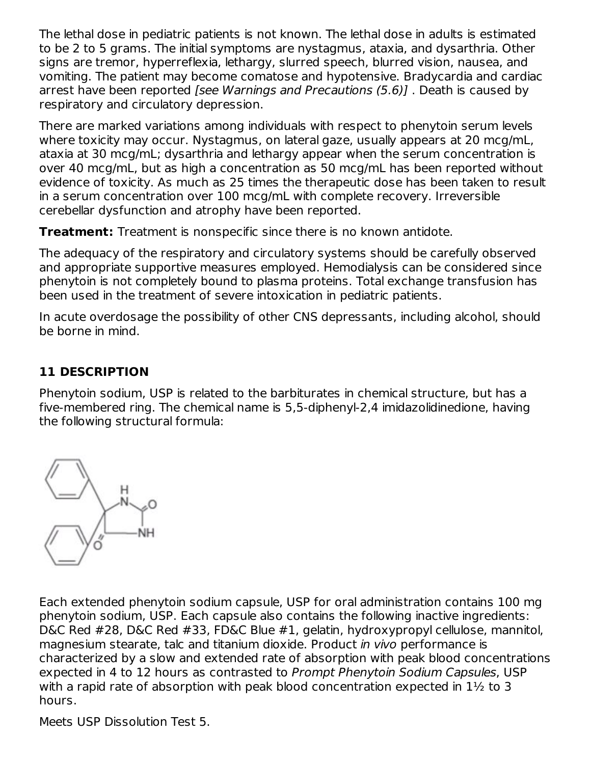The lethal dose in pediatric patients is not known. The lethal dose in adults is estimated to be 2 to 5 grams. The initial symptoms are nystagmus, ataxia, and dysarthria. Other signs are tremor, hyperreflexia, lethargy, slurred speech, blurred vision, nausea, and vomiting. The patient may become comatose and hypotensive. Bradycardia and cardiac arrest have been reported *[see Warnings and Precautions (5.6)]* . Death is caused by respiratory and circulatory depression.

There are marked variations among individuals with respect to phenytoin serum levels where toxicity may occur. Nystagmus, on lateral gaze, usually appears at 20 mcg/mL, ataxia at 30 mcg/mL; dysarthria and lethargy appear when the serum concentration is over 40 mcg/mL, but as high a concentration as 50 mcg/mL has been reported without evidence of toxicity. As much as 25 times the therapeutic dose has been taken to result in a serum concentration over 100 mcg/mL with complete recovery. Irreversible cerebellar dysfunction and atrophy have been reported.

**Treatment:** Treatment is nonspecific since there is no known antidote.

The adequacy of the respiratory and circulatory systems should be carefully observed and appropriate supportive measures employed. Hemodialysis can be considered since phenytoin is not completely bound to plasma proteins. Total exchange transfusion has been used in the treatment of severe intoxication in pediatric patients.

In acute overdosage the possibility of other CNS depressants, including alcohol, should be borne in mind.

## 11 DESCRIPTION

Phenytoin sodium, USP is related to the barbiturates in chemical structure, but has a five-membered ring. The chemical name is 5,5-diphenyl-2,4 imidazolidinedione, having the following structural formula:

Each extended phenytoin sodium capsule, USP for oral administration contains 100 mg phenytoin sodium, USP. Each capsule also contains the following inactive ingredients: D&C Red #28, D&C Red #33, FD&C Blue #1, gelatin, hydroxypropyl cellulose, mannitol, magnesium stearate, talc and titanium dioxide. Product *in vivo* performance is characterized by a slow and extended rate of absorption with peak blood concentrations expected in 4 to 12 hours as contrasted to *Prompt Phenytoin Sodium Capsules*, USP with a rapid rate of absorption with peak blood concentration expected in 1½ to 3 hours.

Meets USP Dissolution Test 5.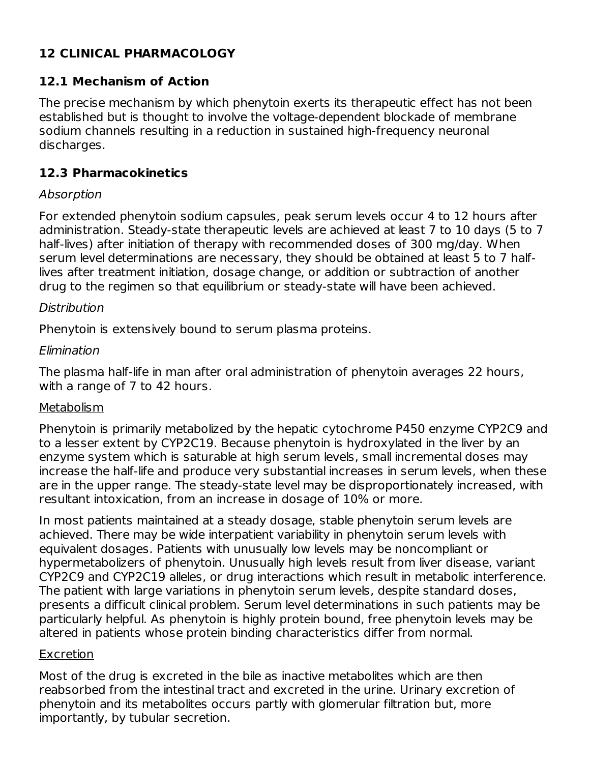## 12 CLINICAL PHARMACOLOGY

### 12.1 Mechanism of Action

The precise mechanism by which phenytoin exerts its therapeutic effect has not been established but is thought to involve the voltage-dependent blockade of membrane sodium channels resulting in a reduction in sustained high-frequency neuronal discharges.

### 12.3 Pharmacokinetics

*Absorption*

For extended phenytoin sodium capsules, peak serum levels occur 4 to 12 hours after administration. Steady-state therapeutic levels are achieved at least 7 to 10 days (5 to 7 half-lives) after initiation of therapy with recommended doses of 300 mg/day. When serum level determinations are necessary, they should be obtained at least 5 to 7 half-lives after treatment initiation, dosage change, or addition or subtraction of another drug to the regimen so that equilibrium or steady-state will have been achieved.

*Distribution*

Phenytoin is extensively bound to serum plasma proteins.

*Elimination*

The plasma half-life in man after oral administration of phenytoin averages 22 hours, with a range of 7 to 42 hours.

Metabolism

Phenytoin is primarily metabolized by the hepatic cytochrome P450 enzyme CYP2C9 and to a lesser extent by CYP2C19. Because phenytoin is hydroxylated in the liver by an enzyme system which is saturable at high serum levels, small incremental doses may increase the half-life and produce very substantial increases in serum levels, when these are in the upper range. The steady-state level may be disproportionately increased, with resultant intoxication, from an increase in dosage of 10% or more.

In most patients maintained at a steady dosage, stable phenytoin serum levels are achieved. There may be wide interpatient variability in phenytoin serum levels with equivalent dosages. Patients with unusually low levels may be noncompliant or hypermetabolizers of phenytoin. Unusually high levels result from liver disease, variant CYP2C9 and CYP2C19 alleles, or drug interactions which result in metabolic interference. The patient with large variations in phenytoin serum levels, despite standard doses, presents a difficult clinical problem. Serum level determinations in such patients may be particularly helpful. As phenytoin is highly protein bound, free phenytoin levels may be altered in patients whose protein binding characteristics differ from normal.

Excretion

Most of the drug is excreted in the bile as inactive metabolites which are then reabsorbed from the intestinal tract and excreted in the urine. Urinary excretion of phenytoin and its metabolites occurs partly with glomerular filtration but, more importantly, by tubular secretion.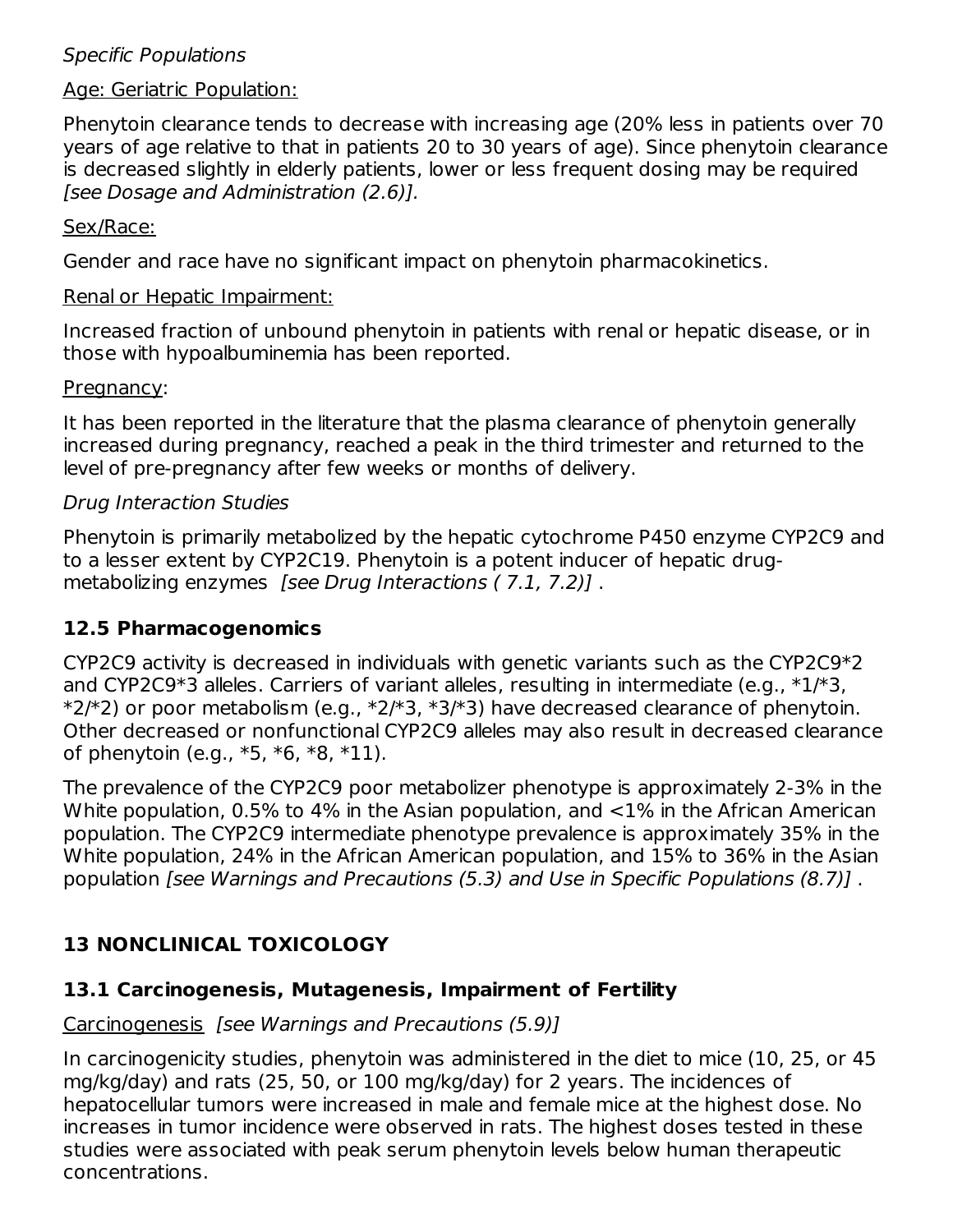*Specific Populations*

Age: Geriatric Population:

Phenytoin clearance tends to decrease with increasing age (20% less in patients over 70 years of age relative to that in patients 20 to 30 years of age). Since phenytoin clearance is decreased slightly in elderly patients, lower or less frequent dosing may be required *[see Dosage and Administration (2.6)].*

Sex/Race:

Gender and race have no significant impact on phenytoin pharmacokinetics.

Renal or Hepatic Impairment:

Increased fraction of unbound phenytoin in patients with renal or hepatic disease, or in those with hypoalbuminemia has been reported.

Pregnancy:

It has been reported in the literature that the plasma clearance of phenytoin generally increased during pregnancy, reached a peak in the third trimester and returned to the level of pre-pregnancy after few weeks or months of delivery.

*Drug Interaction Studies*

Phenytoin is primarily metabolized by the hepatic cytochrome P450 enzyme CYP2C9 and to a lesser extent by CYP2C19. Phenytoin is a potent inducer of hepatic drug-metabolizing enzymes *[see Drug Interactions ( 7.1, 7.2)]* .

## 12.5 Pharmacogenomics

CYP2C9 activity is decreased in individuals with genetic variants such as the CYP2C9*2 and CYP2C9*3 alleles. Carriers of variant alleles, resulting in intermediate (e.g., *1/*3, *2/*2) or poor metabolism (e.g., *2/*3, *3/*3) have decreased clearance of phenytoin. Other decreased or nonfunctional CYP2C9 alleles may also result in decreased clearance of phenytoin (e.g., *5, *6, *8, *11).

The prevalence of the CYP2C9 poor metabolizer phenotype is approximately 2-3% in the White population, 0.5% to 4% in the Asian population, and <1% in the African American population. The CYP2C9 intermediate phenotype prevalence is approximately 35% in the White population, 24% in the African American population, and 15% to 36% in the Asian population *[see Warnings and Precautions (5.3) and Use in Specific Populations (8.7)]* .

# 13 NONCLINICAL TOXICOLOGY

## 13.1 Carcinogenesis, Mutagenesis, Impairment of Fertility

Carcinogenesis *[see Warnings and Precautions (5.9)]*

In carcinogenicity studies, phenytoin was administered in the diet to mice (10, 25, or 45 mg/kg/day) and rats (25, 50, or 100 mg/kg/day) for 2 years. The incidences of hepatocellular tumors were increased in male and female mice at the highest dose. No increases in tumor incidence were observed in rats. The highest doses tested in these studies were associated with peak serum phenytoin levels below human therapeutic concentrations.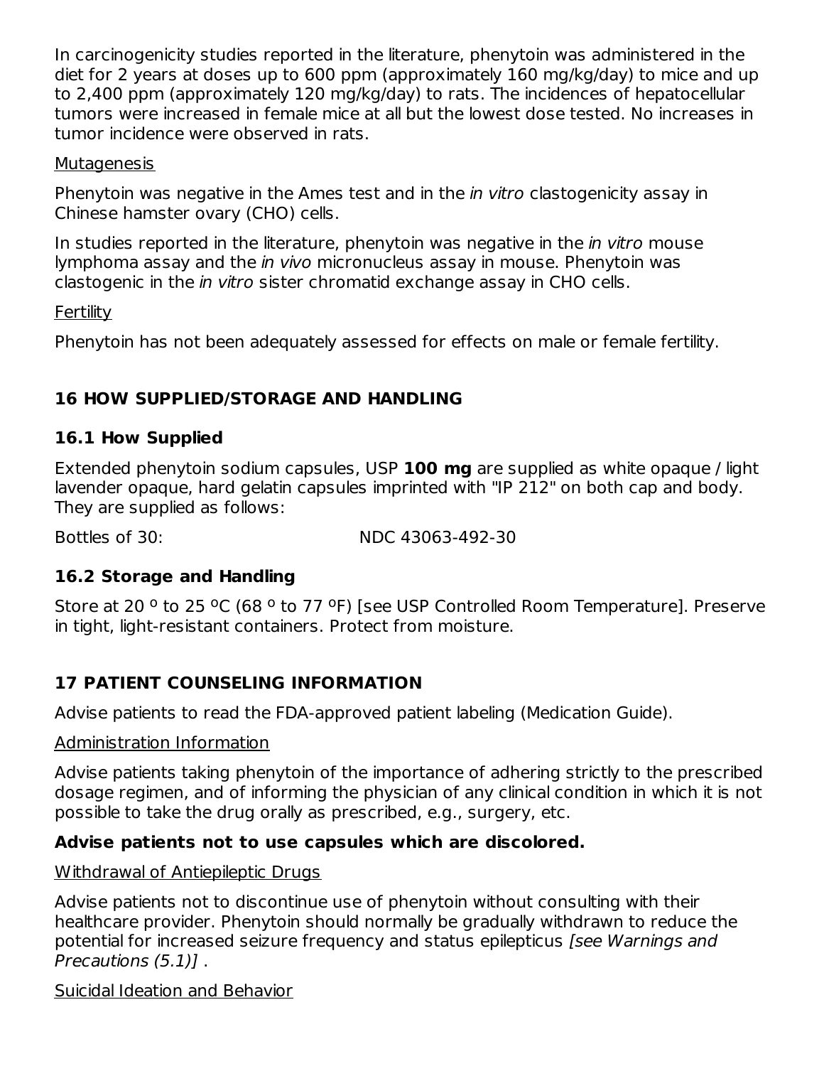In carcinogenicity studies reported in the literature, phenytoin was administered in the diet for 2 years at doses up to 600 ppm (approximately 160 mg/kg/day) to mice and up to 2,400 ppm (approximately 120 mg/kg/day) to rats. The incidences of hepatocellular tumors were increased in female mice at all but the lowest dose tested. No increases in tumor incidence were observed in rats.

Mutagenesis

Phenytoin was negative in the Ames test and in the *in vitro* clastogenicity assay in Chinese hamster ovary (CHO) cells.

In studies reported in the literature, phenytoin was negative in the *in vitro* mouse lymphoma assay and the *in vivo* micronucleus assay in mouse. Phenytoin was clastogenic in the *in vitro* sister chromatid exchange assay in CHO cells.

Fertility

Phenytoin has not been adequately assessed for effects on male or female fertility.

## 16 HOW SUPPLIED/STORAGE AND HANDLING

### 16.1 How Supplied

Extended phenytoin sodium capsules, USP **100 mg** are supplied as white opaque / light lavender opaque, hard gelatin capsules imprinted with "IP 212" on both cap and body. They are supplied as follows:

Bottles of 30: NDC 43063-492-30

### 16.2 Storage and Handling

Store at 20 º to 25 ºC (68 º to 77 ºF) [see USP Controlled Room Temperature]. Preserve in tight, light-resistant containers. Protect from moisture.

## 17 PATIENT COUNSELING INFORMATION

Advise patients to read the FDA-approved patient labeling (Medication Guide).

Administration Information

Advise patients taking phenytoin of the importance of adhering strictly to the prescribed dosage regimen, and of informing the physician of any clinical condition in which it is not possible to take the drug orally as prescribed, e.g., surgery, etc.

**Advise patients not to use capsules which are discolored.**

Withdrawal of Antiepileptic Drugs

Advise patients not to discontinue use of phenytoin without consulting with their healthcare provider. Phenytoin should normally be gradually withdrawn to reduce the potential for increased seizure frequency and status epilepticus *[see Warnings and Precautions (5.1)]* .

Suicidal Ideation and Behavior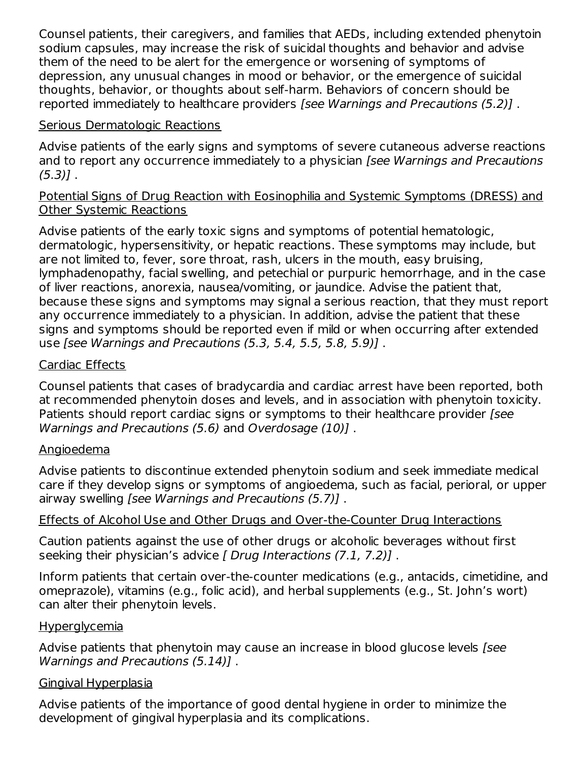Counsel patients, their caregivers, and families that AEDs, including extended phenytoin sodium capsules, may increase the risk of suicidal thoughts and behavior and advise them of the need to be alert for the emergence or worsening of symptoms of depression, any unusual changes in mood or behavior, or the emergence of suicidal thoughts, behavior, or thoughts about self-harm. Behaviors of concern should be reported immediately to healthcare providers *[see Warnings and Precautions (5.2)]* .

Serious Dermatologic Reactions

Advise patients of the early signs and symptoms of severe cutaneous adverse reactions and to report any occurrence immediately to a physician *[see Warnings and Precautions (5.3)]* .

Potential Signs of Drug Reaction with Eosinophilia and Systemic Symptoms (DRESS) and Other Systemic Reactions

Advise patients of the early toxic signs and symptoms of potential hematologic, dermatologic, hypersensitivity, or hepatic reactions. These symptoms may include, but are not limited to, fever, sore throat, rash, ulcers in the mouth, easy bruising, lymphadenopathy, facial swelling, and petechial or purpuric hemorrhage, and in the case of liver reactions, anorexia, nausea/vomiting, or jaundice. Advise the patient that, because these signs and symptoms may signal a serious reaction, that they must report any occurrence immediately to a physician. In addition, advise the patient that these signs and symptoms should be reported even if mild or when occurring after extended use *[see Warnings and Precautions (5.3, 5.4, 5.5, 5.8, 5.9)]* .

Cardiac Effects

Counsel patients that cases of bradycardia and cardiac arrest have been reported, both at recommended phenytoin doses and levels, and in association with phenytoin toxicity. Patients should report cardiac signs or symptoms to their healthcare provider *[see Warnings and Precautions (5.6)* and *Overdosage (10)]* .

Angioedema

Advise patients to discontinue extended phenytoin sodium and seek immediate medical care if they develop signs or symptoms of angioedema, such as facial, perioral, or upper airway swelling *[see Warnings and Precautions (5.7)]* .

Effects of Alcohol Use and Other Drugs and Over-the-Counter Drug Interactions

Caution patients against the use of other drugs or alcoholic beverages without first seeking their physician's advice *[ Drug Interactions (7.1, 7.2)]* .

Inform patients that certain over-the-counter medications (e.g., antacids, cimetidine, and omeprazole), vitamins (e.g., folic acid), and herbal supplements (e.g., St. John's wort) can alter their phenytoin levels.

Hyperglycemia

Advise patients that phenytoin may cause an increase in blood glucose levels *[see Warnings and Precautions (5.14)]* .

Gingival Hyperplasia

Advise patients of the importance of good dental hygiene in order to minimize the development of gingival hyperplasia and its complications.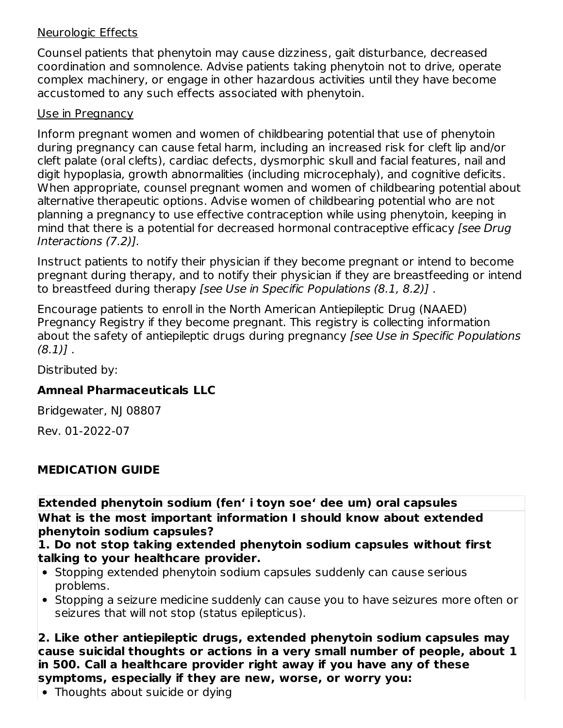Neurologic Effects

Counsel patients that phenytoin may cause dizziness, gait disturbance, decreased coordination and somnolence. Advise patients taking phenytoin not to drive, operate complex machinery, or engage in other hazardous activities until they have become accustomed to any such effects associated with phenytoin.

Use in Pregnancy

Inform pregnant women and women of childbearing potential that use of phenytoin during pregnancy can cause fetal harm, including an increased risk for cleft lip and/or cleft palate (oral clefts), cardiac defects, dysmorphic skull and facial features, nail and digit hypoplasia, growth abnormalities (including microcephaly), and cognitive deficits. When appropriate, counsel pregnant women and women of childbearing potential about alternative therapeutic options. Advise women of childbearing potential who are not planning a pregnancy to use effective contraception while using phenytoin, keeping in mind that there is a potential for decreased hormonal contraceptive efficacy *[see Drug Interactions (7.2)].*

Instruct patients to notify their physician if they become pregnant or intend to become pregnant during therapy, and to notify their physician if they are breastfeeding or intend to breastfeed during therapy *[see Use in Specific Populations (8.1, 8.2)]* .

Encourage patients to enroll in the North American Antiepileptic Drug (NAAED) Pregnancy Registry if they become pregnant. This registry is collecting information about the safety of antiepileptic drugs during pregnancy *[see Use in Specific Populations (8.1)]* .

Distributed by:

**Amneal Pharmaceuticals LLC**

Bridgewater, NJ 08807

Rev. 01-2022-07

## MEDICATION GUIDE

**Extended phenytoin sodium (fen' i toyn soe' dee um) oral capsules**

**What is the most important information I should know about extended phenytoin sodium capsules?**

**1. Do not stop taking extended phenytoin sodium capsules without first talking to your healthcare provider.**

- Stopping extended phenytoin sodium capsules suddenly can cause serious problems.
- Stopping a seizure medicine suddenly can cause you to have seizures more often or seizures that will not stop (status epilepticus).

**2. Like other antiepileptic drugs, extended phenytoin sodium capsules may cause suicidal thoughts or actions in a very small number of people, about 1 in 500. Call a healthcare provider right away if you have any of these symptoms, especially if they are new, worse, or worry you:**

- Thoughts about suicide or dying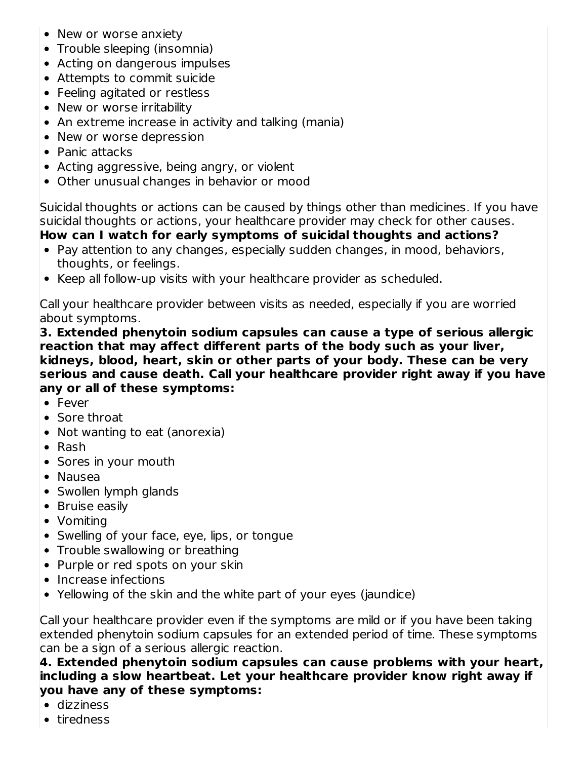- New or worse anxiety
- Trouble sleeping (insomnia)
- Acting on dangerous impulses
- Attempts to commit suicide
- Feeling agitated or restless
- New or worse irritability
- An extreme increase in activity and talking (mania)
- New or worse depression
- Panic attacks
- Acting aggressive, being angry, or violent
- Other unusual changes in behavior or mood

Suicidal thoughts or actions can be caused by things other than medicines. If you have suicidal thoughts or actions, your healthcare provider may check for other causes.

**How can I watch for early symptoms of suicidal thoughts and actions?**

- Pay attention to any changes, especially sudden changes, in mood, behaviors, thoughts, or feelings.
- Keep all follow-up visits with your healthcare provider as scheduled.

Call your healthcare provider between visits as needed, especially if you are worried about symptoms.

**3. Extended phenytoin sodium capsules can cause a type of serious allergic reaction that may affect different parts of the body such as your liver, kidneys, blood, heart, skin or other parts of your body. These can be very serious and cause death. Call your healthcare provider right away if you have any or all of these symptoms:**

- Fever
- Sore throat
- Not wanting to eat (anorexia)
- Rash
- Sores in your mouth
- Nausea
- Swollen lymph glands
- Bruise easily
- Vomiting
- Swelling of your face, eye, lips, or tongue
- Trouble swallowing or breathing
- Purple or red spots on your skin
- Increase infections
- Yellowing of the skin and the white part of your eyes (jaundice)

Call your healthcare provider even if the symptoms are mild or if you have been taking extended phenytoin sodium capsules for an extended period of time. These symptoms can be a sign of a serious allergic reaction.

**4. Extended phenytoin sodium capsules can cause problems with your heart, including a slow heartbeat. Let your healthcare provider know right away if you have any of these symptoms:**

- dizziness
- tiredness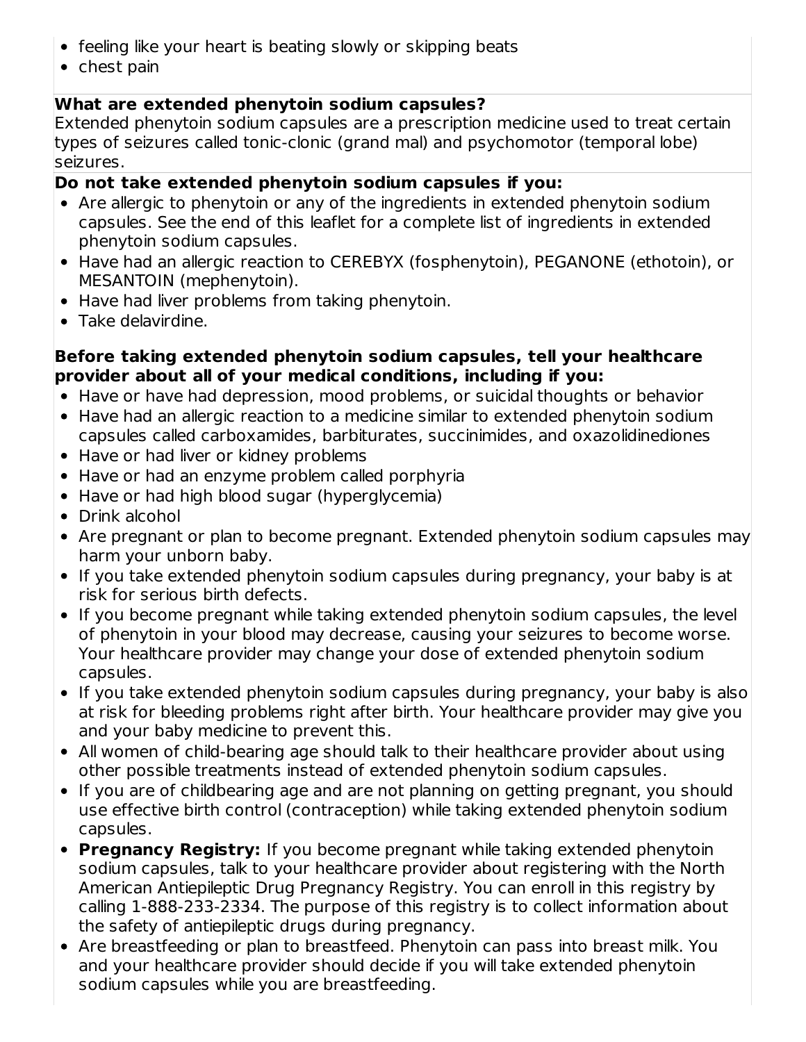- feeling like your heart is beating slowly or skipping beats
- chest pain

**What are extended phenytoin sodium capsules?**
Extended phenytoin sodium capsules are a prescription medicine used to treat certain types of seizures called tonic-clonic (grand mal) and psychomotor (temporal lobe) seizures.

**Do not take extended phenytoin sodium capsules if you:**

- Are allergic to phenytoin or any of the ingredients in extended phenytoin sodium capsules. See the end of this leaflet for a complete list of ingredients in extended phenytoin sodium capsules.
- Have had an allergic reaction to CEREBYX (fosphenytoin), PEGANONE (ethotoin), or MESANTOIN (mephenytoin).
- Have had liver problems from taking phenytoin.
- Take delavirdine.

**Before taking extended phenytoin sodium capsules, tell your healthcare provider about all of your medical conditions, including if you:**

- Have or have had depression, mood problems, or suicidal thoughts or behavior
- Have had an allergic reaction to a medicine similar to extended phenytoin sodium capsules called carboxamides, barbiturates, succinimides, and oxazolidinediones
- Have or had liver or kidney problems
- Have or had an enzyme problem called porphyria
- Have or had high blood sugar (hyperglycemia)
- Drink alcohol
- Are pregnant or plan to become pregnant. Extended phenytoin sodium capsules may harm your unborn baby.
- If you take extended phenytoin sodium capsules during pregnancy, your baby is at risk for serious birth defects.
- If you become pregnant while taking extended phenytoin sodium capsules, the level of phenytoin in your blood may decrease, causing your seizures to become worse. Your healthcare provider may change your dose of extended phenytoin sodium capsules.
- If you take extended phenytoin sodium capsules during pregnancy, your baby is also at risk for bleeding problems right after birth. Your healthcare provider may give you and your baby medicine to prevent this.
- All women of child-bearing age should talk to their healthcare provider about using other possible treatments instead of extended phenytoin sodium capsules.
- If you are of childbearing age and are not planning on getting pregnant, you should use effective birth control (contraception) while taking extended phenytoin sodium capsules.
- **Pregnancy Registry:** If you become pregnant while taking extended phenytoin sodium capsules, talk to your healthcare provider about registering with the North American Antiepileptic Drug Pregnancy Registry. You can enroll in this registry by calling 1-888-233-2334. The purpose of this registry is to collect information about the safety of antiepileptic drugs during pregnancy.
- Are breastfeeding or plan to breastfeed. Phenytoin can pass into breast milk. You and your healthcare provider should decide if you will take extended phenytoin sodium capsules while you are breastfeeding.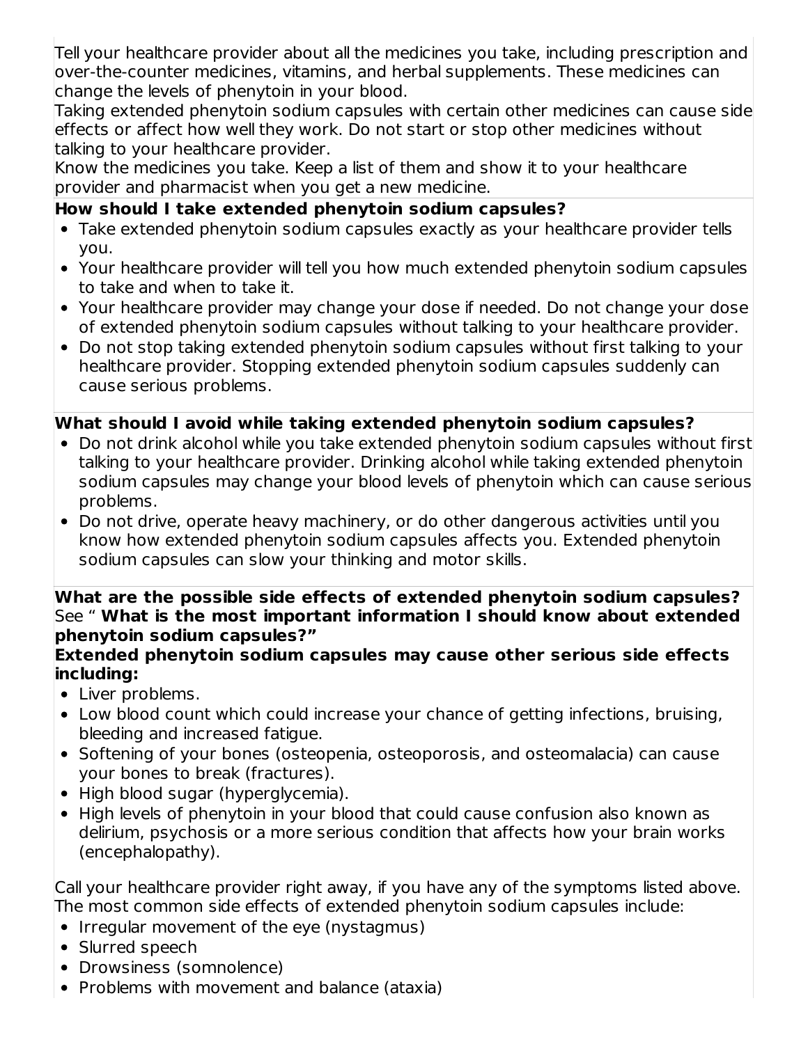Tell your healthcare provider about all the medicines you take, including prescription and over-the-counter medicines, vitamins, and herbal supplements. These medicines can change the levels of phenytoin in your blood.

Taking extended phenytoin sodium capsules with certain other medicines can cause side effects or affect how well they work. Do not start or stop other medicines without talking to your healthcare provider.

Know the medicines you take. Keep a list of them and show it to your healthcare provider and pharmacist when you get a new medicine.

**How should I take extended phenytoin sodium capsules?**

- Take extended phenytoin sodium capsules exactly as your healthcare provider tells you.
- Your healthcare provider will tell you how much extended phenytoin sodium capsules to take and when to take it.
- Your healthcare provider may change your dose if needed. Do not change your dose of extended phenytoin sodium capsules without talking to your healthcare provider.
- Do not stop taking extended phenytoin sodium capsules without first talking to your healthcare provider. Stopping extended phenytoin sodium capsules suddenly can cause serious problems.

**What should I avoid while taking extended phenytoin sodium capsules?**

- Do not drink alcohol while you take extended phenytoin sodium capsules without first talking to your healthcare provider. Drinking alcohol while taking extended phenytoin sodium capsules may change your blood levels of phenytoin which can cause serious problems.
- Do not drive, operate heavy machinery, or do other dangerous activities until you know how extended phenytoin sodium capsules affects you. Extended phenytoin sodium capsules can slow your thinking and motor skills.

**What are the possible side effects of extended phenytoin sodium capsules?**

See " **What is the most important information I should know about extended phenytoin sodium capsules?"**

**Extended phenytoin sodium capsules may cause other serious side effects including:**

- Liver problems.
- Low blood count which could increase your chance of getting infections, bruising, bleeding and increased fatigue.
- Softening of your bones (osteopenia, osteoporosis, and osteomalacia) can cause your bones to break (fractures).
- High blood sugar (hyperglycemia).
- High levels of phenytoin in your blood that could cause confusion also known as delirium, psychosis or a more serious condition that affects how your brain works (encephalopathy).

Call your healthcare provider right away, if you have any of the symptoms listed above.

The most common side effects of extended phenytoin sodium capsules include:

- Irregular movement of the eye (nystagmus)
- Slurred speech
- Drowsiness (somnolence)
- Problems with movement and balance (ataxia)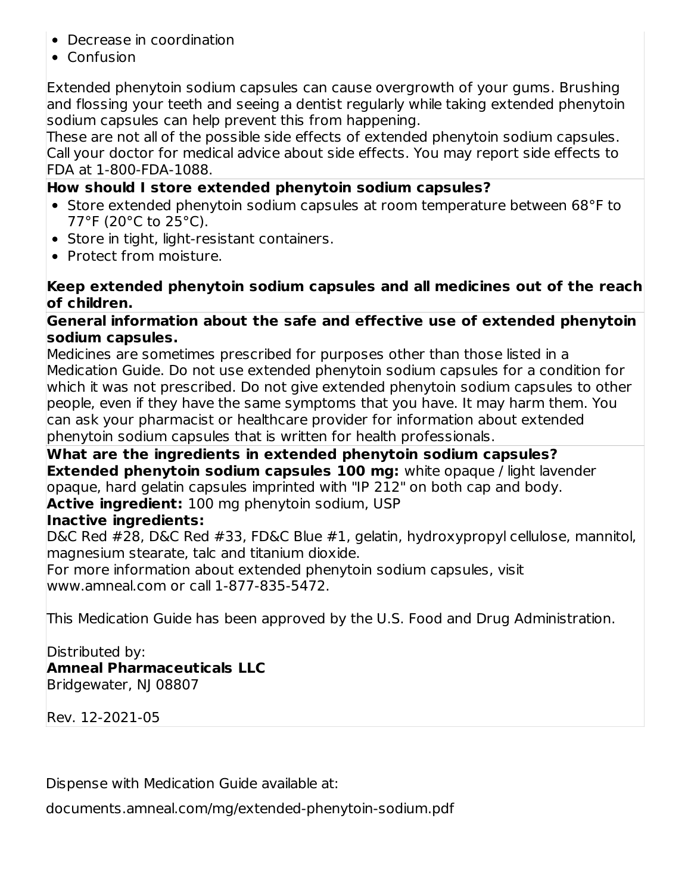- Decrease in coordination
- Confusion

Extended phenytoin sodium capsules can cause overgrowth of your gums. Brushing and flossing your teeth and seeing a dentist regularly while taking extended phenytoin sodium capsules can help prevent this from happening.
These are not all of the possible side effects of extended phenytoin sodium capsules. Call your doctor for medical advice about side effects. You may report side effects to FDA at 1-800-FDA-1088.

**How should I store extended phenytoin sodium capsules?**

- Store extended phenytoin sodium capsules at room temperature between 68°F to 77°F (20°C to 25°C).
- Store in tight, light-resistant containers.
- Protect from moisture.

**Keep extended phenytoin sodium capsules and all medicines out of the reach of children.**

**General information about the safe and effective use of extended phenytoin sodium capsules.**
Medicines are sometimes prescribed for purposes other than those listed in a Medication Guide. Do not use extended phenytoin sodium capsules for a condition for which it was not prescribed. Do not give extended phenytoin sodium capsules to other people, even if they have the same symptoms that you have. It may harm them. You can ask your pharmacist or healthcare provider for information about extended phenytoin sodium capsules that is written for health professionals.

**What are the ingredients in extended phenytoin sodium capsules?**
**Extended phenytoin sodium capsules 100 mg:** white opaque / light lavender opaque, hard gelatin capsules imprinted with "IP 212" on both cap and body.
**Active ingredient:** 100 mg phenytoin sodium, USP
**Inactive ingredients:**
D&C Red #28, D&C Red #33, FD&C Blue #1, gelatin, hydroxypropyl cellulose, mannitol, magnesium stearate, talc and titanium dioxide.
For more information about extended phenytoin sodium capsules, visit www.amneal.com or call 1-877-835-5472.

This Medication Guide has been approved by the U.S. Food and Drug Administration.

Distributed by:
**Amneal Pharmaceuticals LLC**
Bridgewater, NJ 08807

Rev. 12-2021-05

Dispense with Medication Guide available at:

documents.amneal.com/mg/extended-phenytoin-sodium.pdf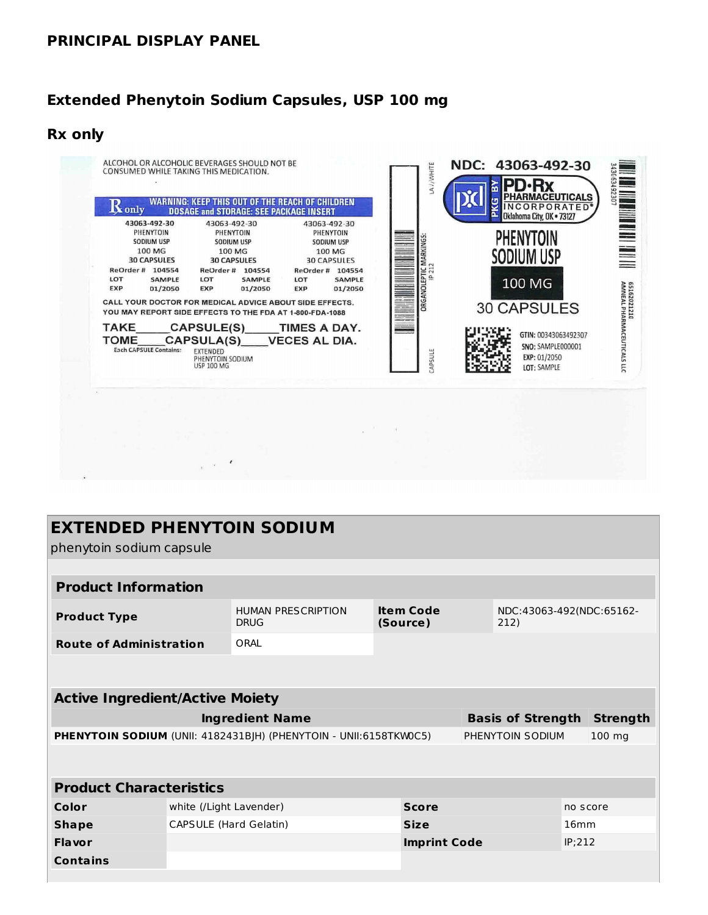## PRINCIPAL DISPLAY PANEL

### Extended Phenytoin Sodium Capsules, USP 100 mg

### Rx only

ALCOHOL OR ALCOHOLIC BEVERAGES SHOULD NOT BE CONSUMED WHILE TAKING THIS MEDICATION.

Rx only WARNING: KEEP THIS OUT OF THE REACH OF CHILDREN
DOSAGE and STORAGE: SEE PACKAGE INSERT

43063-492-30
PHENYTOIN
SODIUM USP
100 MG
30 CAPSULES
ReOrder # 104554
LOT SAMPLE
EXP 01/2050

CALL YOUR DOCTOR FOR MEDICAL ADVICE ABOUT SIDE EFFECTS.
YOU MAY REPORT SIDE EFFECTS TO THE FDA AT 1-800-FDA-1088

TAKE_____CAPSULE(S)_____TIMES A DAY.
TOME_____CAPSULA(S)_____VECES AL DIA.

Each CAPSULE Contains: EXTENDED PHENYTOIN SODIUM USP 100 MG

ORGANOLEPTIC MARKINGS: IP 212
LAV/WHITE
CAPSULE

NDC: 43063-492-30

PKG BY PD-Rx PHARMACEUTICALS INCORPORATED® Oklahoma City, OK • 73127

PHENYTOIN SODIUM USP
100 MG
30 CAPSULES

GTIN: 00343063492307
SNO: SAMPLE000001
EXP: 01/2050
LOT: SAMPLE

65162021210
AMNEAL PHARMACEUTICALS LLC

## EXTENDED PHENYTOIN SODIUM

phenytoin sodium capsule

| Product Information | | | |
|---|---|---|---|
| **Product Type** | HUMAN PRESCRIPTION DRUG | **Item Code (Source)** | NDC:43063-492(NDC:65162-212) |
| **Route of Administration** | ORAL | | |

| Active Ingredient/Active Moiety | | |
|---|---|---|
| **Ingredient Name** | **Basis of Strength** | **Strength** |
| **PHENYTOIN SODIUM** (UNII: 4182431BJH) (PHENYTOIN - UNII:6158TKW0C5) | PHENYTOIN SODIUM | 100 mg |

| Product Characteristics | | | |
|---|---|---|---|
| **Color** | white (/Light Lavender) | **Score** | no score |
| **Shape** | CAPSULE (Hard Gelatin) | **Size** | 16mm |
| **Flavor** | | **Imprint Code** | IP;212 |
| **Contains** | | | |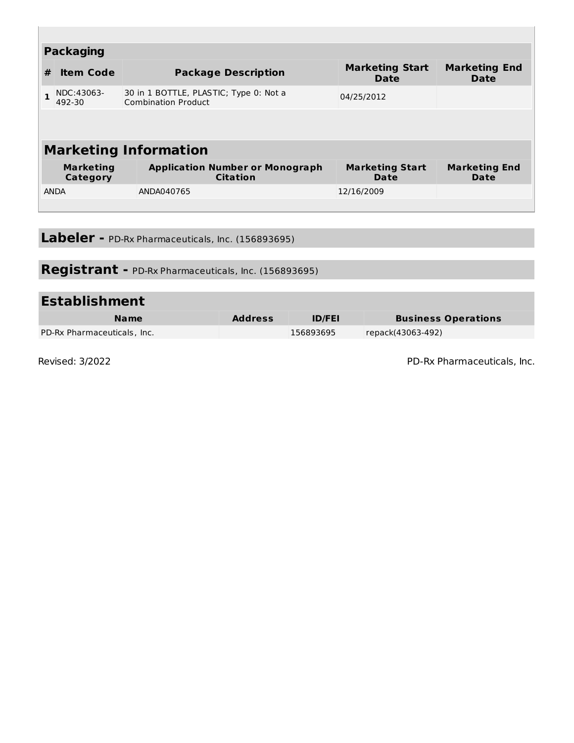## Packaging

| # | Item Code | Package Description | Marketing Start Date | Marketing End Date |
|---|---|---|---|---|
| 1 | NDC:43063-492-30 | 30 in 1 BOTTLE, PLASTIC; Type 0: Not a Combination Product | 04/25/2012 | |

## Marketing Information

| Marketing Category | Application Number or Monograph Citation | Marketing Start Date | Marketing End Date |
|---|---|---|---|
| ANDA | ANDA040765 | 12/16/2009 | |

## Labeler - PD-Rx Pharmaceuticals, Inc. (156893695)

## Registrant - PD-Rx Pharmaceuticals, Inc. (156893695)

## Establishment

| Name | Address | ID/FEI | Business Operations |
|---|---|---|---|
| PD-Rx Pharmaceuticals, Inc. | | 156893695 | repack(43063-492) |

Revised: 3/2022

PD-Rx Pharmaceuticals, Inc.